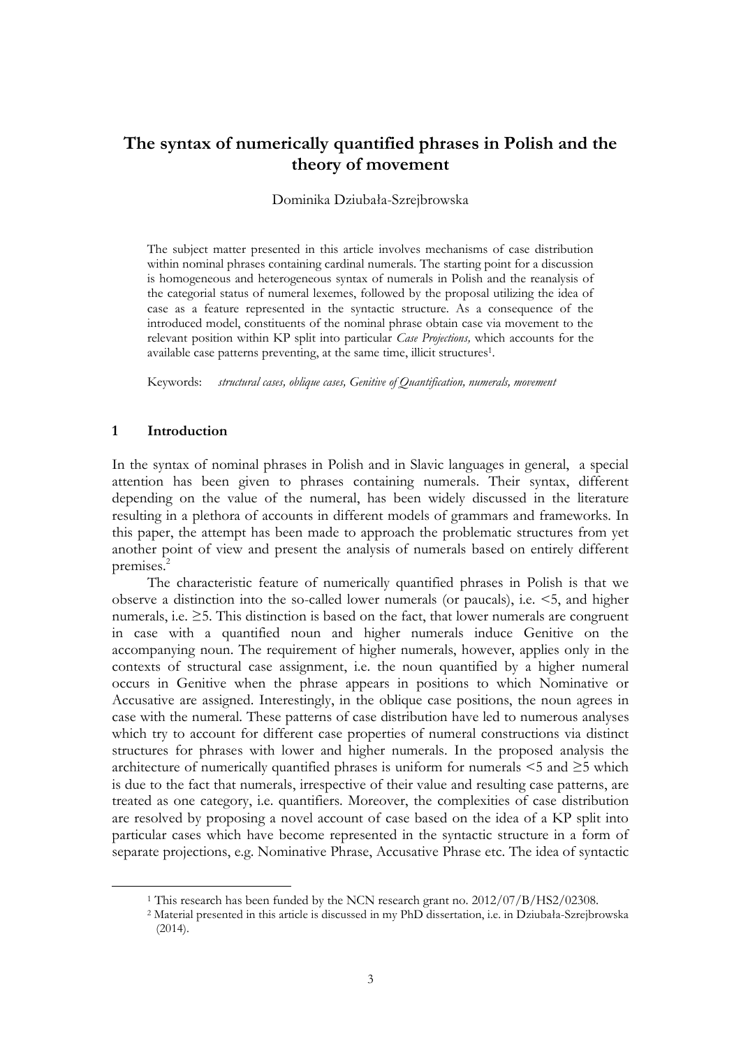# The syntax of numerically quantified phrases in Polish and the theory of movement

Dominika Dziubała-Szrejbrowska

The subject matter presented in this article involves mechanisms of case distribution within nominal phrases containing cardinal numerals. The starting point for a discussion is homogeneous and heterogeneous syntax of numerals in Polish and the reanalysis of the categorial status of numeral lexemes, followed by the proposal utilizing the idea of case as a feature represented in the syntactic structure. As a consequence of the introduced model, constituents of the nominal phrase obtain case via movement to the relevant position within KP split into particular *Case Projections,* which accounts for the available case patterns preventing, at the same time, illicit structures[1].

Keywords: *structural cases, oblique cases, Genitive of Quantification, numerals, movement*

## 1 Introduction

In the syntax of nominal phrases in Polish and in Slavic languages in general, a special attention has been given to phrases containing numerals. Their syntax, different depending on the value of the numeral, has been widely discussed in the literature resulting in a plethora of accounts in different models of grammars and frameworks. In this paper, the attempt has been made to approach the problematic structures from yet another point of view and present the analysis of numerals based on entirely different premises.[2]

The characteristic feature of numerically quantified phrases in Polish is that we observe a distinction into the so-called lower numerals (or paucals), i.e. <5, and higher numerals, i.e. ≥5. This distinction is based on the fact, that lower numerals are congruent in case with a quantified noun and higher numerals induce Genitive on the accompanying noun. The requirement of higher numerals, however, applies only in the contexts of structural case assignment, i.e. the noun quantified by a higher numeral occurs in Genitive when the phrase appears in positions to which Nominative or Accusative are assigned. Interestingly, in the oblique case positions, the noun agrees in case with the numeral. These patterns of case distribution have led to numerous analyses which try to account for different case properties of numeral constructions via distinct structures for phrases with lower and higher numerals. In the proposed analysis the architecture of numerically quantified phrases is uniform for numerals <5 and ≥5 which is due to the fact that numerals, irrespective of their value and resulting case patterns, are treated as one category, i.e. quantifiers. Moreover, the complexities of case distribution are resolved by proposing a novel account of case based on the idea of a KP split into particular cases which have become represented in the syntactic structure in a form of separate projections, e.g. Nominative Phrase, Accusative Phrase etc. The idea of syntactic

[1] This research has been funded by the NCN research grant no. 2012/07/B/HS2/02308.

[2] Material presented in this article is discussed in my PhD dissertation, i.e. in Dziubała-Szrejbrowska (2014).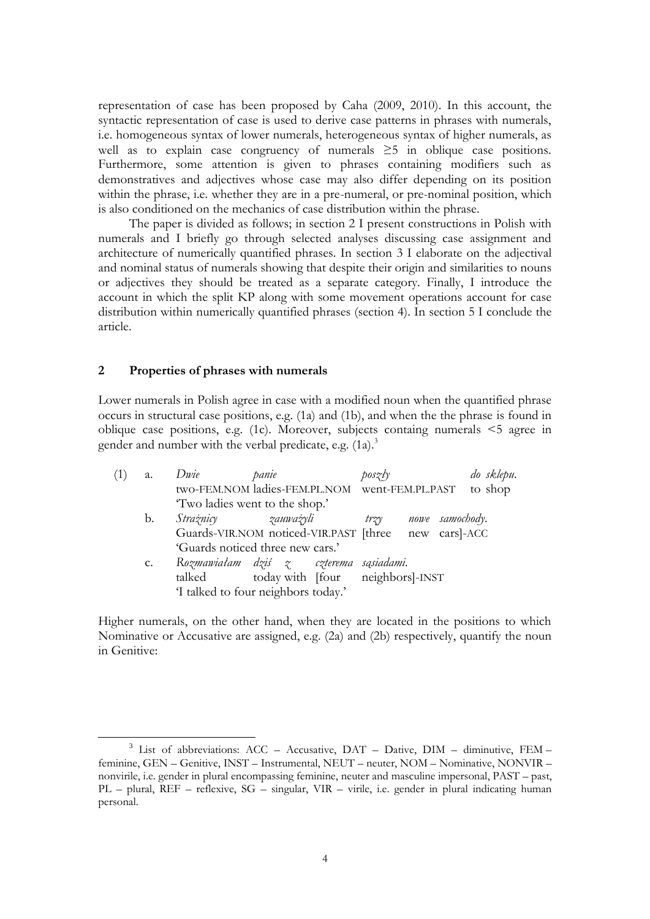representation of case has been proposed by Caha (2009, 2010). In this account, the syntactic representation of case is used to derive case patterns in phrases with numerals, i.e. homogeneous syntax of lower numerals, heterogeneous syntax of higher numerals, as well as to explain case congruency of numerals ≥5 in oblique case positions. Furthermore, some attention is given to phrases containing modifiers such as demonstratives and adjectives whose case may also differ depending on its position within the phrase, i.e. whether they are in a pre-numeral, or pre-nominal position, which is also conditioned on the mechanics of case distribution within the phrase.

The paper is divided as follows; in section 2 I present constructions in Polish with numerals and I briefly go through selected analyses discussing case assignment and architecture of numerically quantified phrases. In section 3 I elaborate on the adjectival and nominal status of numerals showing that despite their origin and similarities to nouns or adjectives they should be treated as a separate category. Finally, I introduce the account in which the split KP along with some movement operations account for case distribution within numerically quantified phrases (section 4). In section 5 I conclude the article.

## 2 Properties of phrases with numerals

Lower numerals in Polish agree in case with a modified noun when the quantified phrase occurs in structural case positions, e.g. (1a) and (1b), and when the the phrase is found in oblique case positions, e.g. (1c). Moreover, subjects containg numerals <5 agree in gender and number with the verbal predicate, e.g. (1a).[3]

(1) a. *Dwie panie poszły do sklepu.*
two-FEM.NOM ladies-FEM.PL.NOM went-FEM.PL.PAST to shop
'Two ladies went to the shop.'

b. *Strażnicy zauważyli trzy nowe samochody.*
Guards-VIR.NOM noticed-VIR.PAST [three new cars]-ACC
'Guards noticed three new cars.'

c. *Rozmawiałam dziś z czterema sąsiadami.*
talked today with [four neighbors]-INST
'I talked to four neighbors today.'

Higher numerals, on the other hand, when they are located in the positions to which Nominative or Accusative are assigned, e.g. (2a) and (2b) respectively, quantify the noun in Genitive:

[3] List of abbreviations: ACC – Accusative, DAT – Dative, DIM – diminutive, FEM – feminine, GEN – Genitive, INST – Instrumental, NEUT – neuter, NOM – Nominative, NONVIR – nonvirile, i.e. gender in plural encompassing feminine, neuter and masculine impersonal, PAST – past, PL – plural, REF – reflexive, SG – singular, VIR – virile, i.e. gender in plural indicating human personal.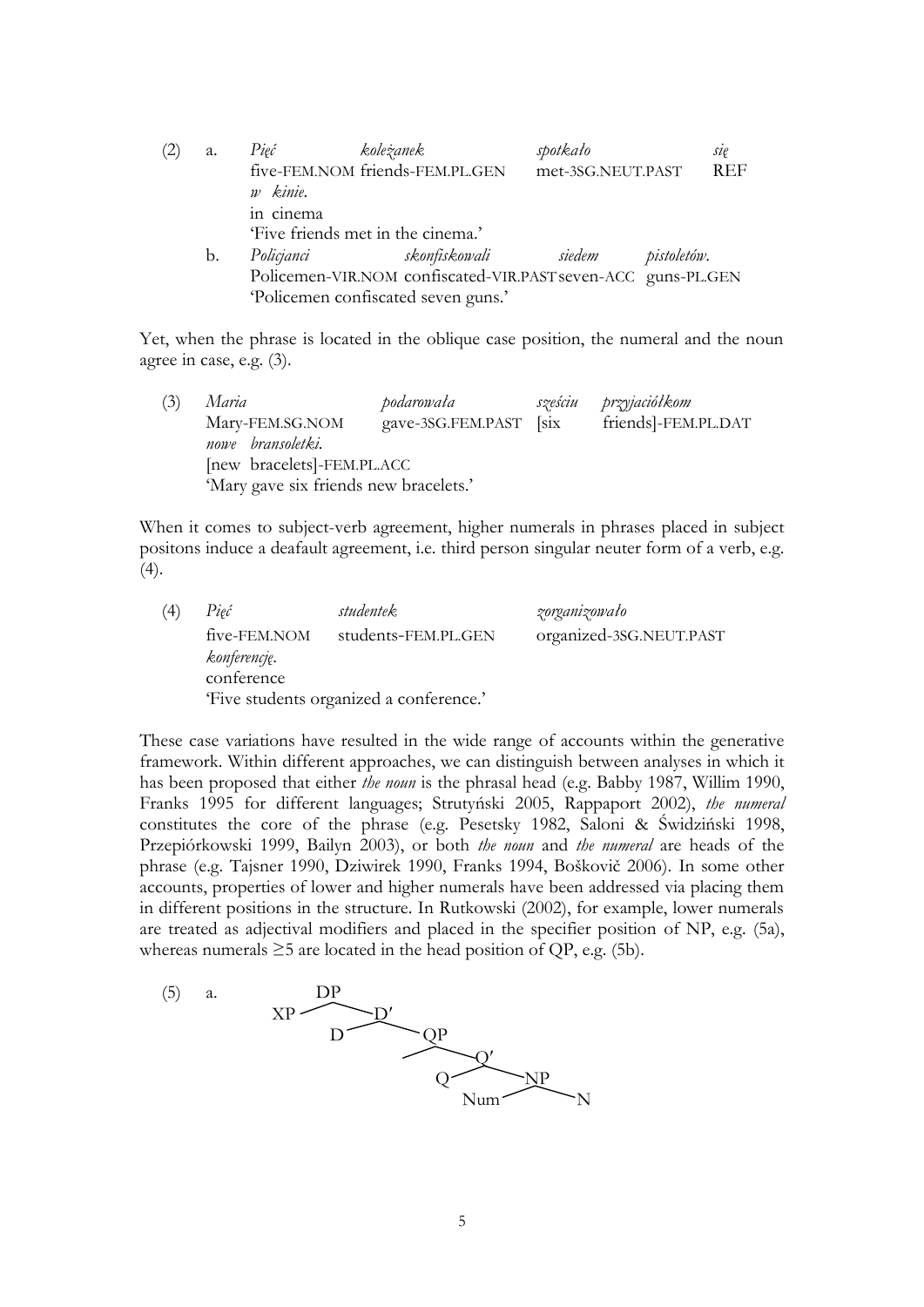(2) a. *Pięć koleżanek spotkało się*
five-FEM.NOM friends-FEM.PL.GEN met-3SG.NEUT.PAST REF
*w kinie.*
in cinema
'Five friends met in the cinema.'

b. *Policjanci skonfiskowali siedem pistoletów.*
Policemen-VIR.NOM confiscated-VIR.PAST seven-ACC guns-PL.GEN
'Policemen confiscated seven guns.'

Yet, when the phrase is located in the oblique case position, the numeral and the noun agree in case, e.g. (3).

(3) *Maria podarowała sześciu przyjaciółkom*
Mary-FEM.SG.NOM gave-3SG.FEM.PAST [six friends]-FEM.PL.DAT
*nowe bransoletki.*
[new bracelets]-FEM.PL.ACC
'Mary gave six friends new bracelets.'

When it comes to subject-verb agreement, higher numerals in phrases placed in subject positons induce a deafault agreement, i.e. third person singular neuter form of a verb, e.g. (4).

(4) *Pięć studentek zorganizowało*
five-FEM.NOM students-FEM.PL.GEN organized-3SG.NEUT.PAST
*konferencję.*
conference
'Five students organized a conference.'

These case variations have resulted in the wide range of accounts within the generative framework. Within different approaches, we can distinguish between analyses in which it has been proposed that either *the noun* is the phrasal head (e.g. Babby 1987, Willim 1990, Franks 1995 for different languages; Strutyński 2005, Rappaport 2002), *the numeral* constitutes the core of the phrase (e.g. Pesetsky 1982, Saloni & Świdziński 1998, Przepiórkowski 1999, Bailyn 2003), or both *the noun* and *the numeral* are heads of the phrase (e.g. Tajsner 1990, Dziwirek 1990, Franks 1994, Boškovič 2006). In some other accounts, properties of lower and higher numerals have been addressed via placing them in different positions in the structure. In Rutkowski (2002), for example, lower numerals are treated as adjectival modifiers and placed in the specifier position of NP, e.g. (5a), whereas numerals ≥5 are located in the head position of QP, e.g. (5b).

(5) a.

```
DP
├── XP
└── D'
    ├── D
    └── QP
        ├── (Spec)
        └── Q'
            ├── Q
            └── NP
                ├── Num
                └── N
```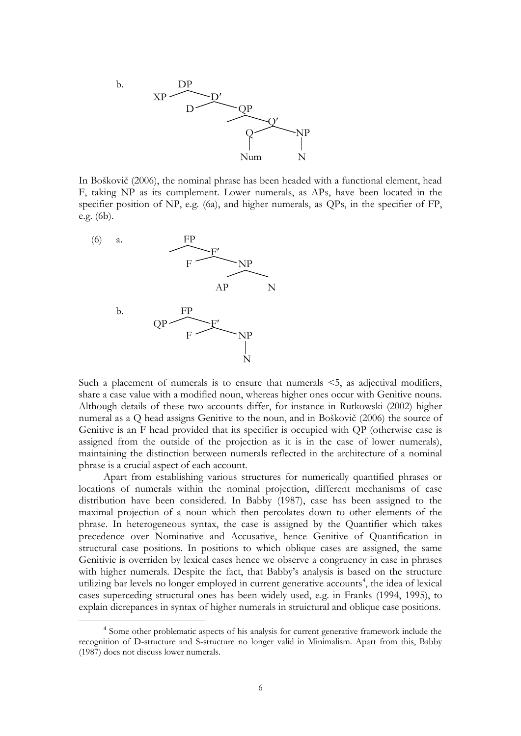b. [DP XP [D′ D [QP [Q′ [Q Num] [NP N]]]]]

In Boškovič (2006), the nominal phrase has been headed with a functional element, head F, taking NP as its complement. Lower numerals, as APs, have been located in the specifier position of NP, e.g. (6a), and higher numerals, as QPs, in the specifier of FP, e.g. (6b).

(6) a. [FP [F′ F [NP AP N]]]

b. [FP QP [F′ F [NP N]]]

Such a placement of numerals is to ensure that numerals <5, as adjectival modifiers, share a case value with a modified noun, whereas higher ones occur with Genitive nouns. Although details of these two accounts differ, for instance in Rutkowski (2002) higher numeral as a Q head assigns Genitive to the noun, and in Boškovič (2006) the source of Genitive is an F head provided that its specifier is occupied with QP (otherwise case is assigned from the outside of the projection as it is in the case of lower numerals), maintaining the distinction between numerals reflected in the architecture of a nominal phrase is a crucial aspect of each account.

Apart from establishing various structures for numerically quantified phrases or locations of numerals within the nominal projection, different mechanisms of case distribution have been considered. In Babby (1987), case has been assigned to the maximal projection of a noun which then percolates down to other elements of the phrase. In heterogeneous syntax, the case is assigned by the Quantifier which takes precedence over Nominative and Accusative, hence Genitive of Quantification in structural case positions. In positions to which oblique cases are assigned, the same Genitivie is overriden by lexical cases hence we observe a congruency in case in phrases with higher numerals. Despite the fact, that Babby's analysis is based on the structure utilizing bar levels no longer employed in current generative accounts[4], the idea of lexical cases superceding structural ones has been widely used, e.g. in Franks (1994, 1995), to explain dicrepances in syntax of higher numerals in struictural and oblique case positions.

[4] Some other problematic aspects of his analysis for current generative framework include the recognition of D-structure and S-structure no longer valid in Minimalism. Apart from this, Babby (1987) does not discuss lower numerals.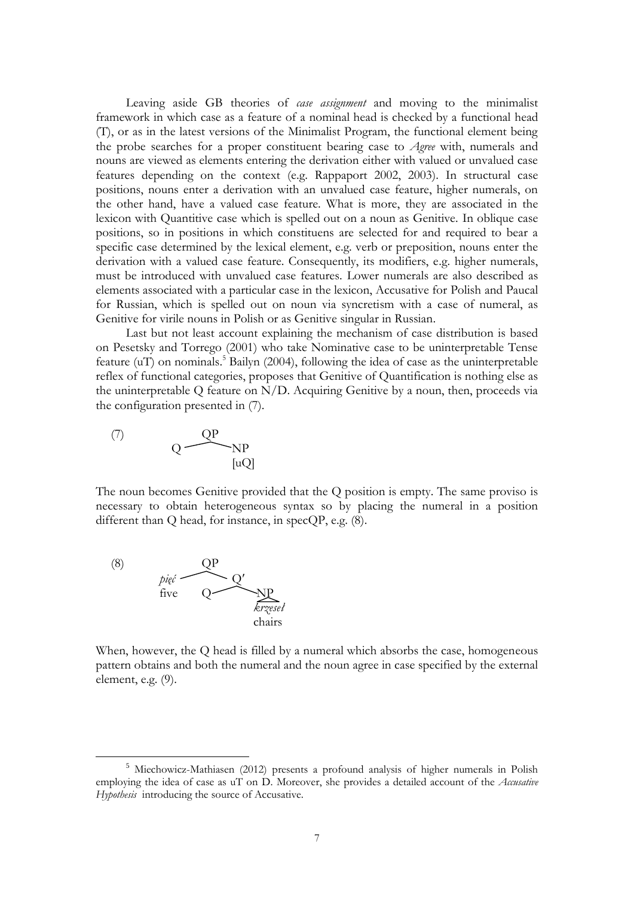Leaving aside GB theories of *case assignment* and moving to the minimalist framework in which case as a feature of a nominal head is checked by a functional head (T), or as in the latest versions of the Minimalist Program, the functional element being the probe searches for a proper constituent bearing case to *Agree* with, numerals and nouns are viewed as elements entering the derivation either with valued or unvalued case features depending on the context (e.g. Rappaport 2002, 2003). In structural case positions, nouns enter a derivation with an unvalued case feature, higher numerals, on the other hand, have a valued case feature. What is more, they are associated in the lexicon with Quantitive case which is spelled out on a noun as Genitive. In oblique case positions, so in positions in which constituens are selected for and required to bear a specific case determined by the lexical element, e.g. verb or preposition, nouns enter the derivation with a valued case feature. Consequently, its modifiers, e.g. higher numerals, must be introduced with unvalued case features. Lower numerals are also described as elements associated with a particular case in the lexicon, Accusative for Polish and Paucal for Russian, which is spelled out on noun via syncretism with a case of numeral, as Genitive for virile nouns in Polish or as Genitive singular in Russian.

Last but not least account explaining the mechanism of case distribution is based on Pesetsky and Torrego (2001) who take Nominative case to be uninterpretable Tense feature (uT) on nominals.[5] Bailyn (2004), following the idea of case as the uninterpretable reflex of functional categories, proposes that Genitive of Quantification is nothing else as the uninterpretable Q feature on N/D. Acquiring Genitive by a noun, then, proceeds via the configuration presented in (7).

(7) [QP Q NP[uQ]]

The noun becomes Genitive provided that the Q position is empty. The same proviso is necessary to obtain heterogeneous syntax so by placing the numeral in a position different than Q head, for instance, in specQP, e.g. (8).

(8) [QP *pięć* (five) [Q′ Q [NP *krzeseł* (chairs)]]]

When, however, the Q head is filled by a numeral which absorbs the case, homogeneous pattern obtains and both the numeral and the noun agree in case specified by the external element, e.g. (9).

---

[5] Miechowicz-Mathiasen (2012) presents a profound analysis of higher numerals in Polish employing the idea of case as uT on D. Moreover, she provides a detailed account of the *Accusative Hypothesis* introducing the source of Accusative.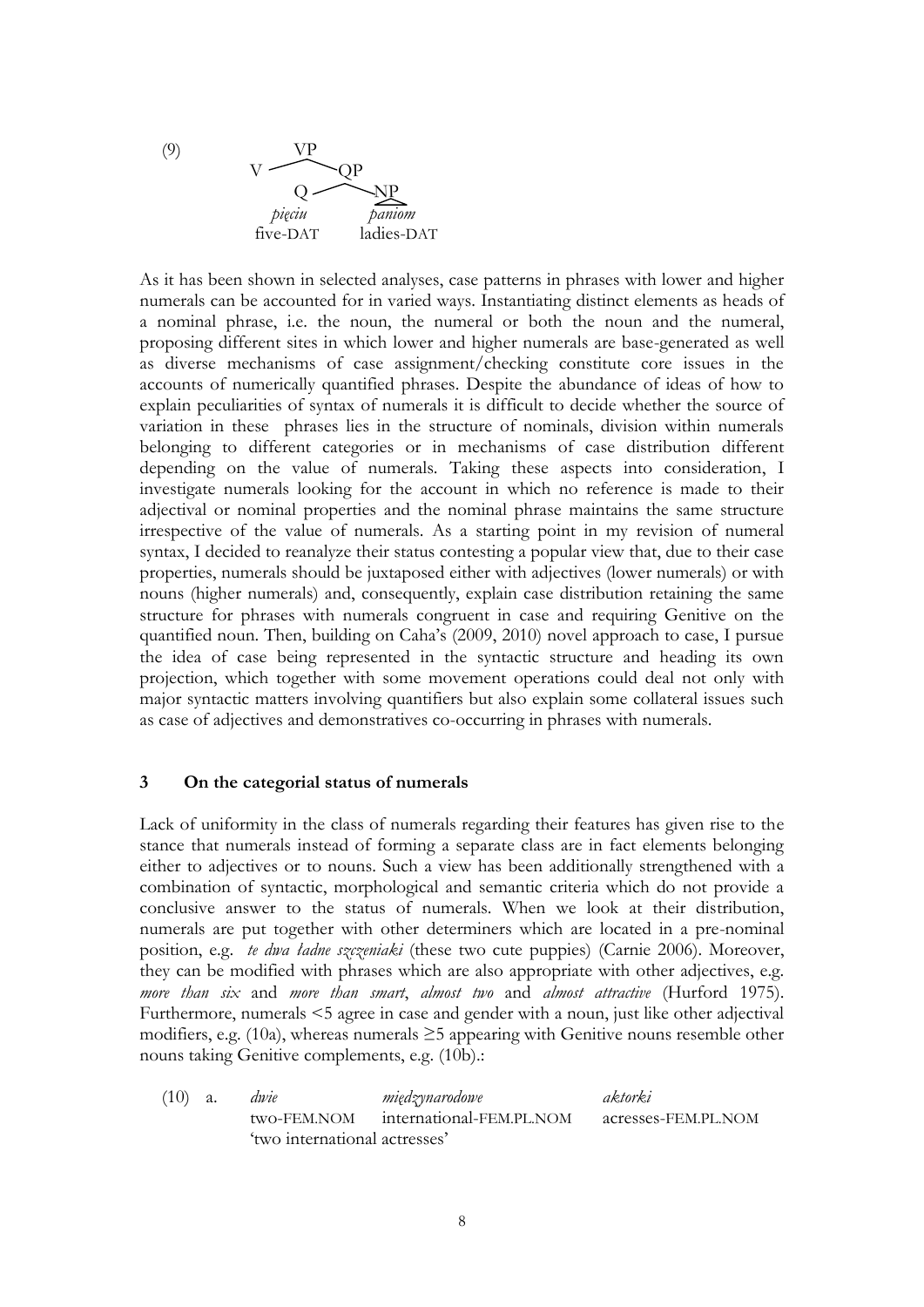(9)

```
            VP
    V ───────── QP
          Q ───────── NP
        pięciu        paniom
        five-DAT      ladies-DAT
```

As it has been shown in selected analyses, case patterns in phrases with lower and higher numerals can be accounted for in varied ways. Instantiating distinct elements as heads of a nominal phrase, i.e. the noun, the numeral or both the noun and the numeral, proposing different sites in which lower and higher numerals are base-generated as well as diverse mechanisms of case assignment/checking constitute core issues in the accounts of numerically quantified phrases. Despite the abundance of ideas of how to explain peculiarities of syntax of numerals it is difficult to decide whether the source of variation in these phrases lies in the structure of nominals, division within numerals belonging to different categories or in mechanisms of case distribution different depending on the value of numerals. Taking these aspects into consideration, I investigate numerals looking for the account in which no reference is made to their adjectival or nominal properties and the nominal phrase maintains the same structure irrespective of the value of numerals. As a starting point in my revision of numeral syntax, I decided to reanalyze their status contesting a popular view that, due to their case properties, numerals should be juxtaposed either with adjectives (lower numerals) or with nouns (higher numerals) and, consequently, explain case distribution retaining the same structure for phrases with numerals congruent in case and requiring Genitive on the quantified noun. Then, building on Caha's (2009, 2010) novel approach to case, I pursue the idea of case being represented in the syntactic structure and heading its own projection, which together with some movement operations could deal not only with major syntactic matters involving quantifiers but also explain some collateral issues such as case of adjectives and demonstratives co-occurring in phrases with numerals.

## 3 On the categorial status of numerals

Lack of uniformity in the class of numerals regarding their features has given rise to the stance that numerals instead of forming a separate class are in fact elements belonging either to adjectives or to nouns. Such a view has been additionally strengthened with a combination of syntactic, morphological and semantic criteria which do not provide a conclusive answer to the status of numerals. When we look at their distribution, numerals are put together with other determiners which are located in a pre-nominal position, e.g. *te dwa ładne szczeniaki* (these two cute puppies) (Carnie 2006). Moreover, they can be modified with phrases which are also appropriate with other adjectives, e.g. *more than six* and *more than smart*, *almost two* and *almost attractive* (Hurford 1975). Furthermore, numerals <5 agree in case and gender with a noun, just like other adjectival modifiers, e.g. (10a), whereas numerals ≥5 appearing with Genitive nouns resemble other nouns taking Genitive complements, e.g. (10b).:

(10) a. *dwie* *międzynarodowe* *aktorki*
two-FEM.NOM international-FEM.PL.NOM acresses-FEM.PL.NOM
'two international actresses'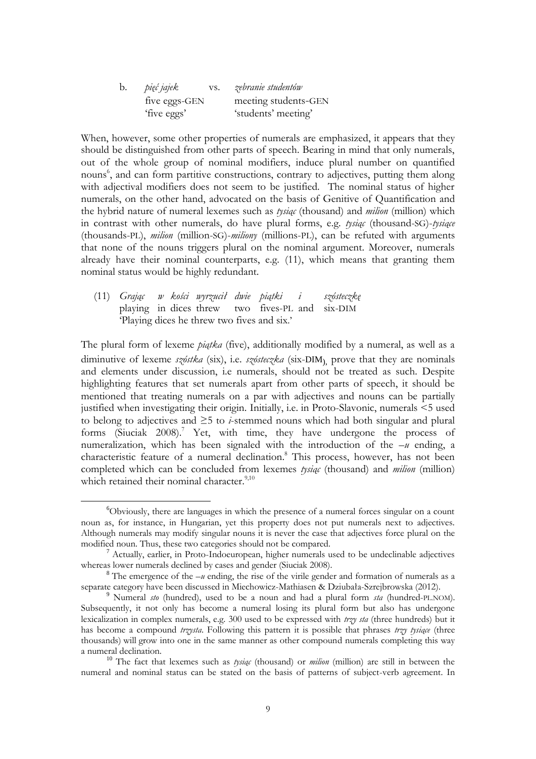b. *pięć jajek* vs. *zebranie studentów*
   five eggs-GEN meeting students-GEN
   'five eggs' 'students' meeting'

When, however, some other properties of numerals are emphasized, it appears that they should be distinguished from other parts of speech. Bearing in mind that only numerals, out of the whole group of nominal modifiers, induce plural number on quantified nouns[6], and can form partitive constructions, contrary to adjectives, putting them along with adjectival modifiers does not seem to be justified. The nominal status of higher numerals, on the other hand, advocated on the basis of Genitive of Quantification and the hybrid nature of numeral lexemes such as *tysiąc* (thousand) and *milion* (million) which in contrast with other numerals, do have plural forms, e.g. *tysiąc* (thousand-SG)-*tysiące* (thousands-PL), *milion* (million-SG)-*miliony* (millions-PL), can be refuted with arguments that none of the nouns triggers plural on the nominal argument. Moreover, numerals already have their nominal counterparts, e.g. (11), which means that granting them nominal status would be highly redundant.

(11) *Grając w kości wyrzucił dwie piątki i szósteczkę*
   playing in dices threw two fives-PL and six-DIM
   'Playing dices he threw two fives and six.'

The plural form of lexeme *piątka* (five), additionally modified by a numeral, as well as a diminutive of lexeme *szóstka* (six), i.e. *szósteczka* (six-DIM), prove that they are nominals and elements under discussion, i.e numerals, should not be treated as such. Despite highlighting features that set numerals apart from other parts of speech, it should be mentioned that treating numerals on a par with adjectives and nouns can be partially justified when investigating their origin. Initially, i.e. in Proto-Slavonic, numerals <5 used to belong to adjectives and ≥5 to *i*-stemmed nouns which had both singular and plural forms (Siuciak 2008).[7] Yet, with time, they have undergone the process of numeralization, which has been signaled with the introduction of the *–u* ending, a characteristic feature of a numeral declination.[8] This process, however, has not been completed which can be concluded from lexemes *tysiąc* (thousand) and *milion* (million) which retained their nominal character.[9,10]

---

[6] Obviously, there are languages in which the presence of a numeral forces singular on a count noun as, for instance, in Hungarian, yet this property does not put numerals next to adjectives. Although numerals may modify singular nouns it is never the case that adjectives force plural on the modified noun. Thus, these two categories should not be compared.

[7] Actually, earlier, in Proto-Indoeuropean, higher numerals used to be undeclinable adjectives whereas lower numerals declined by cases and gender (Siuciak 2008).

[8] The emergence of the *–u* ending, the rise of the virile gender and formation of numerals as a separate category have been discussed in Miechowicz-Mathiasen & Dziubała-Szrejbrowska (2012).

[9] Numeral *sto* (hundred), used to be a noun and had a plural form *sta* (hundred-PL.NOM). Subsequently, it not only has become a numeral losing its plural form but also has undergone lexicalization in complex numerals, e.g. 300 used to be expressed with *trzy sta* (three hundreds) but it has become a compound *trzysta*. Following this pattern it is possible that phrases *trzy tysiące* (three thousands) will grow into one in the same manner as other compound numerals completing this way a numeral declination.

[10] The fact that lexemes such as *tysiąc* (thousand) or *milion* (million) are still in between the numeral and nominal status can be stated on the basis of patterns of subject-verb agreement. In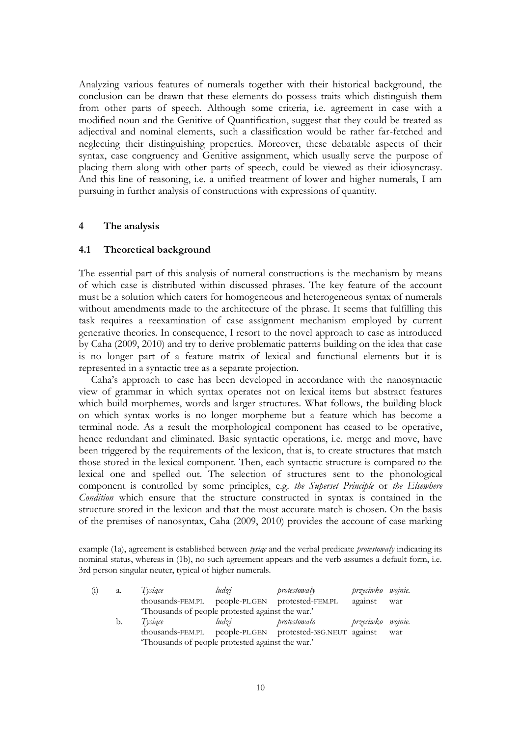Analyzing various features of numerals together with their historical background, the conclusion can be drawn that these elements do possess traits which distinguish them from other parts of speech. Although some criteria, i.e. agreement in case with a modified noun and the Genitive of Quantification, suggest that they could be treated as adjectival and nominal elements, such a classification would be rather far-fetched and neglecting their distinguishing properties. Moreover, these debatable aspects of their syntax, case congruency and Genitive assignment, which usually serve the purpose of placing them along with other parts of speech, could be viewed as their idiosyncrasy. And this line of reasoning, i.e. a unified treatment of lower and higher numerals, I am pursuing in further analysis of constructions with expressions of quantity.

## 4 The analysis

### 4.1 Theoretical background

The essential part of this analysis of numeral constructions is the mechanism by means of which case is distributed within discussed phrases. The key feature of the account must be a solution which caters for homogeneous and heterogeneous syntax of numerals without amendments made to the architecture of the phrase. It seems that fulfilling this task requires a reexamination of case assignment mechanism employed by current generative theories. In consequence, I resort to the novel approach to case as introduced by Caha (2009, 2010) and try to derive problematic patterns building on the idea that case is no longer part of a feature matrix of lexical and functional elements but it is represented in a syntactic tree as a separate projection.

Caha's approach to case has been developed in accordance with the nanosyntactic view of grammar in which syntax operates not on lexical items but abstract features which build morphemes, words and larger structures. What follows, the building block on which syntax works is no longer morpheme but a feature which has become a terminal node. As a result the morphological component has ceased to be operative, hence redundant and eliminated. Basic syntactic operations, i.e. merge and move, have been triggered by the requirements of the lexicon, that is, to create structures that match those stored in the lexical component. Then, each syntactic structure is compared to the lexical one and spelled out. The selection of structures sent to the phonological component is controlled by some principles, e.g. *the Superset Principle* or *the Elsewhere Condition* which ensure that the structure constructed in syntax is contained in the structure stored in the lexicon and that the most accurate match is chosen. On the basis of the premises of nanosyntax, Caha (2009, 2010) provides the account of case marking

---

example (1a), agreement is established between *tysiąc* and the verbal predicate *protestowały* indicating its nominal status, whereas in (1b), no such agreement appears and the verb assumes a default form, i.e. 3rd person singular neuter, typical of higher numerals.

(i) a. *Tysiące ludzi protestowały przeciwko wojnie.*
thousands-FEM.PL people-PL.GEN protested-FEM.PL against war
'Thousands of people protested against the war.'

b. *Tysiące ludzi protestowało przeciwko wojnie.*
thousands-FEM.PL people-PL.GEN protested-3SG.NEUT against war
'Thousands of people protested against the war.'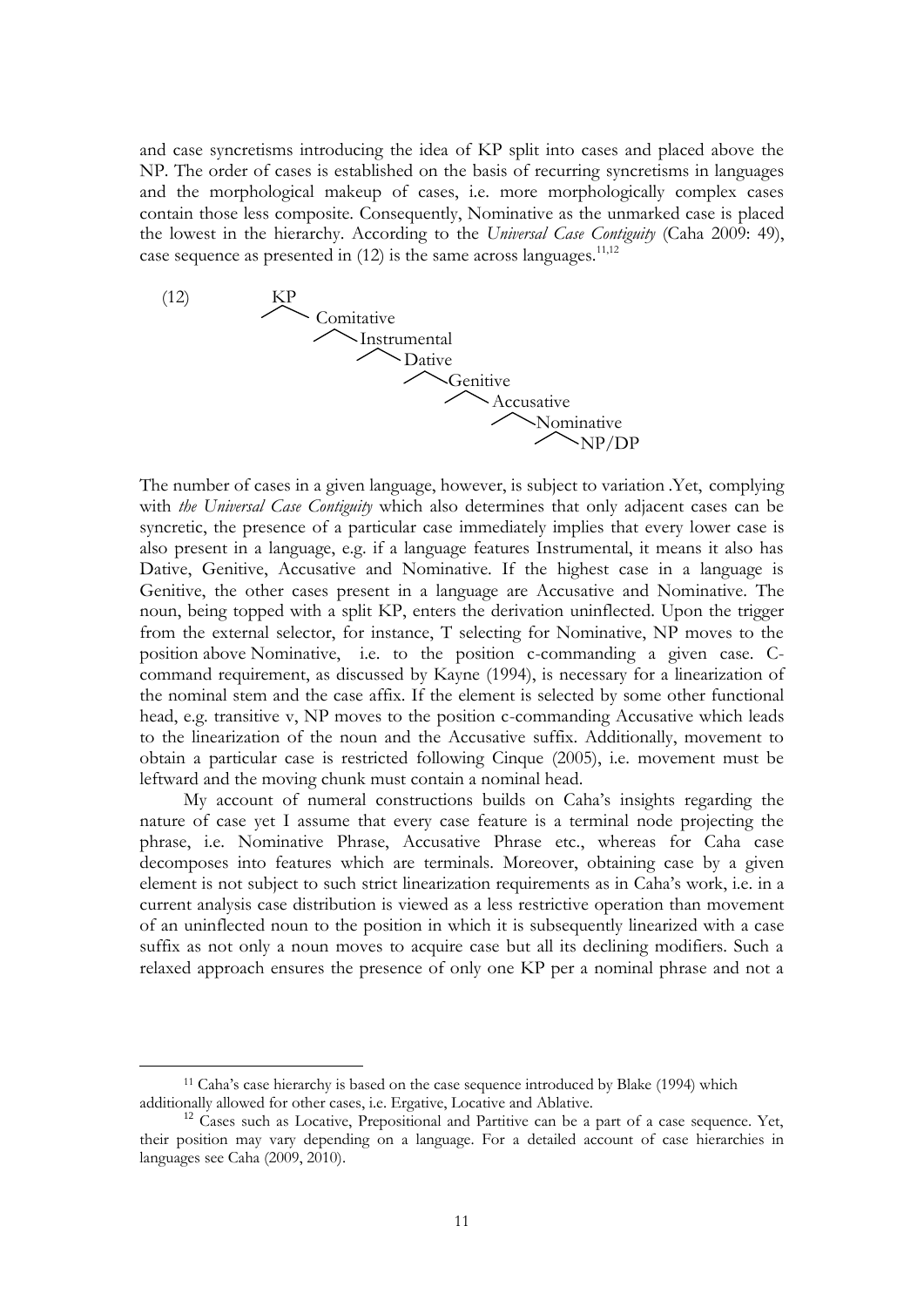and case syncretisms introducing the idea of KP split into cases and placed above the NP. The order of cases is established on the basis of recurring syncretisms in languages and the morphological makeup of cases, i.e. more morphologically complex cases contain those less composite. Consequently, Nominative as the unmarked case is placed the lowest in the hierarchy. According to the *Universal Case Contiguity* (Caha 2009: 49), case sequence as presented in (12) is the same across languages.[11,12]

(12)

```
KP
 ⁄ \ Comitative
      ⁄ \ Instrumental
           ⁄ \ Dative
                ⁄ \ Genitive
                     ⁄ \ Accusative
                          ⁄ \ Nominative
                               ⁄ \ NP/DP
```

The number of cases in a given language, however, is subject to variation .Yet, complying with *the Universal Case Contiguity* which also determines that only adjacent cases can be syncretic, the presence of a particular case immediately implies that every lower case is also present in a language, e.g. if a language features Instrumental, it means it also has Dative, Genitive, Accusative and Nominative. If the highest case in a language is Genitive, the other cases present in a language are Accusative and Nominative. The noun, being topped with a split KP, enters the derivation uninflected. Upon the trigger from the external selector, for instance, T selecting for Nominative, NP moves to the position above Nominative, i.e. to the position c-commanding a given case. C-command requirement, as discussed by Kayne (1994), is necessary for a linearization of the nominal stem and the case affix. If the element is selected by some other functional head, e.g. transitive v, NP moves to the position c-commanding Accusative which leads to the linearization of the noun and the Accusative suffix. Additionally, movement to obtain a particular case is restricted following Cinque (2005), i.e. movement must be leftward and the moving chunk must contain a nominal head.

My account of numeral constructions builds on Caha's insights regarding the nature of case yet I assume that every case feature is a terminal node projecting the phrase, i.e. Nominative Phrase, Accusative Phrase etc., whereas for Caha case decomposes into features which are terminals. Moreover, obtaining case by a given element is not subject to such strict linearization requirements as in Caha's work, i.e. in a current analysis case distribution is viewed as a less restrictive operation than movement of an uninflected noun to the position in which it is subsequently linearized with a case suffix as not only a noun moves to acquire case but all its declining modifiers. Such a relaxed approach ensures the presence of only one KP per a nominal phrase and not a

---

[11] Caha's case hierarchy is based on the case sequence introduced by Blake (1994) which additionally allowed for other cases, i.e. Ergative, Locative and Ablative.

[12] Cases such as Locative, Prepositional and Partitive can be a part of a case sequence. Yet, their position may vary depending on a language. For a detailed account of case hierarchies in languages see Caha (2009, 2010).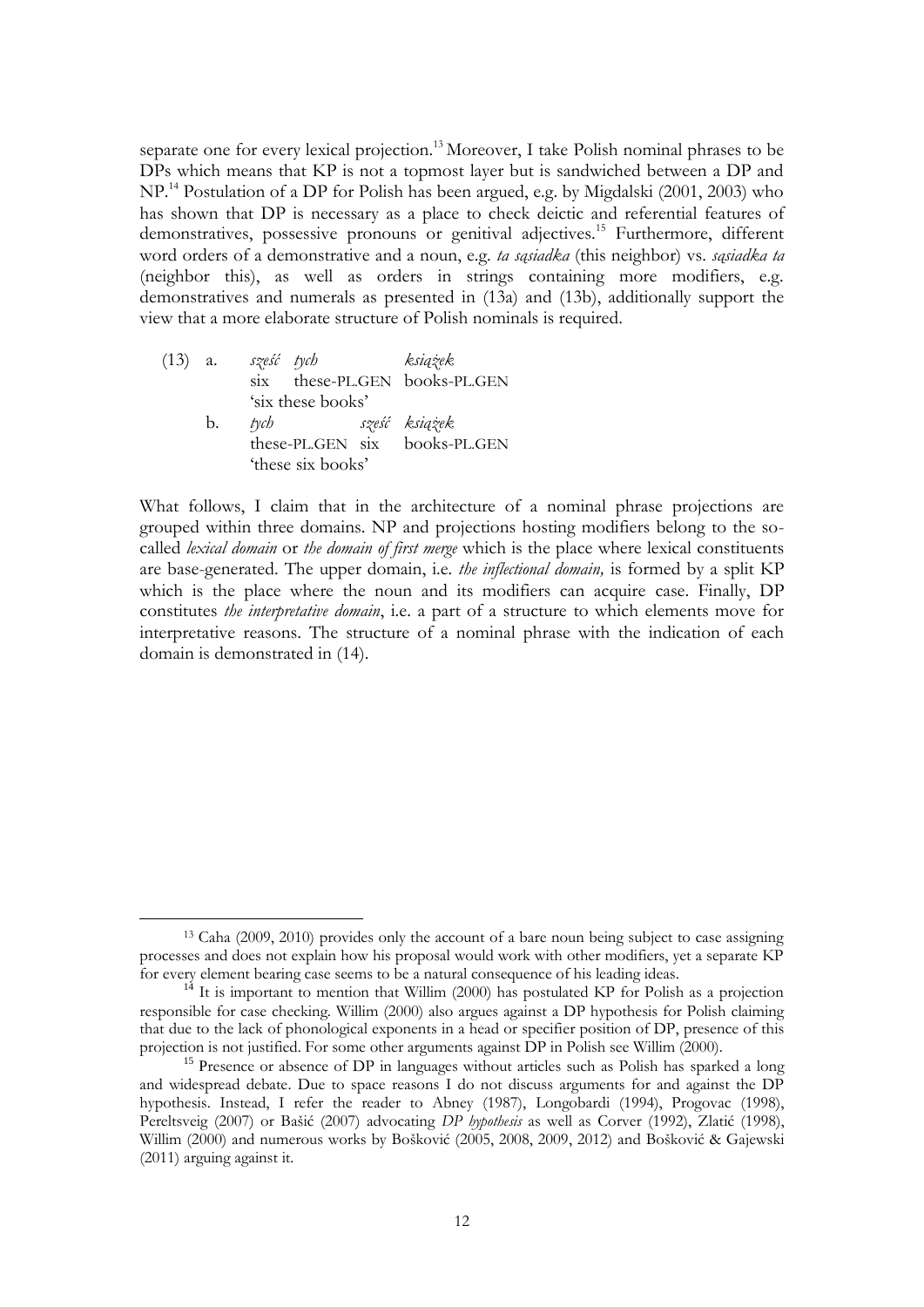separate one for every lexical projection.[13] Moreover, I take Polish nominal phrases to be DPs which means that KP is not a topmost layer but is sandwiched between a DP and NP.[14] Postulation of a DP for Polish has been argued, e.g. by Migdalski (2001, 2003) who has shown that DP is necessary as a place to check deictic and referential features of demonstratives, possessive pronouns or genitival adjectives.[15] Furthermore, different word orders of a demonstrative and a noun, e.g. *ta sąsiadka* (this neighbor) vs. *sąsiadka ta* (neighbor this), as well as orders in strings containing more modifiers, e.g. demonstratives and numerals as presented in (13a) and (13b), additionally support the view that a more elaborate structure of Polish nominals is required.

(13) a. *sześć tych książek*
six these-PL.GEN books-PL.GEN
'six these books'

b. *tych sześć książek*
these-PL.GEN six books-PL.GEN
'these six books'

What follows, I claim that in the architecture of a nominal phrase projections are grouped within three domains. NP and projections hosting modifiers belong to the so-called *lexical domain* or *the domain of first merge* which is the place where lexical constituents are base-generated. The upper domain, i.e. *the inflectional domain,* is formed by a split KP which is the place where the noun and its modifiers can acquire case. Finally, DP constitutes *the interpretative domain*, i.e. a part of a structure to which elements move for interpretative reasons. The structure of a nominal phrase with the indication of each domain is demonstrated in (14).

---

[13] Caha (2009, 2010) provides only the account of a bare noun being subject to case assigning processes and does not explain how his proposal would work with other modifiers, yet a separate KP for every element bearing case seems to be a natural consequence of his leading ideas.

[14] It is important to mention that Willim (2000) has postulated KP for Polish as a projection responsible for case checking. Willim (2000) also argues against a DP hypothesis for Polish claiming that due to the lack of phonological exponents in a head or specifier position of DP, presence of this projection is not justified. For some other arguments against DP in Polish see Willim (2000).

[15] Presence or absence of DP in languages without articles such as Polish has sparked a long and widespread debate. Due to space reasons I do not discuss arguments for and against the DP hypothesis. Instead, I refer the reader to Abney (1987), Longobardi (1994), Progovac (1998), Pereltsveig (2007) or Bašić (2007) advocating *DP hypothesis* as well as Corver (1992), Zlatić (1998), Willim (2000) and numerous works by Bošković (2005, 2008, 2009, 2012) and Bošković & Gajewski (2011) arguing against it.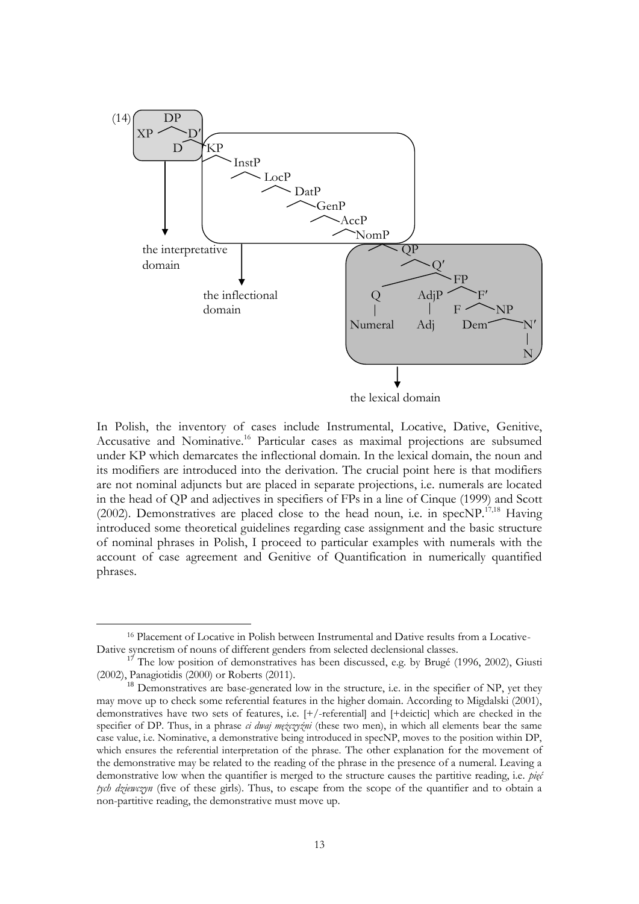(14) [tree diagram: DP → XP, D′; D′ → D, KP; KP → InstP → LocP → DatP → GenP → AccP → NomP → QP → Q′; Q′ → Q (Numeral), FP; FP → AdjP (Adj), F′; F′ → F, NP; NP → Dem, N′; N′ → N. Labels: the interpretative domain (DP); the inflectional domain (KP … NomP); the lexical domain (QP … N)]

In Polish, the inventory of cases include Instrumental, Locative, Dative, Genitive, Accusative and Nominative.[16] Particular cases as maximal projections are subsumed under KP which demarcates the inflectional domain. In the lexical domain, the noun and its modifiers are introduced into the derivation. The crucial point here is that modifiers are not nominal adjuncts but are placed in separate projections, i.e. numerals are located in the head of QP and adjectives in specifiers of FPs in a line of Cinque (1999) and Scott (2002). Demonstratives are placed close to the head noun, i.e. in specNP.[17,18] Having introduced some theoretical guidelines regarding case assignment and the basic structure of nominal phrases in Polish, I proceed to particular examples with numerals with the account of case agreement and Genitive of Quantification in numerically quantified phrases.

---

[16] Placement of Locative in Polish between Instrumental and Dative results from a Locative-Dative syncretism of nouns of different genders from selected declensional classes.

[17] The low position of demonstratives has been discussed, e.g. by Brugé (1996, 2002), Giusti (2002), Panagiotidis (2000) or Roberts (2011).

[18] Demonstratives are base-generated low in the structure, i.e. in the specifier of NP, yet they may move up to check some referential features in the higher domain. According to Migdalski (2001), demonstratives have two sets of features, i.e. [+/-referential] and [+deictic] which are checked in the specifier of DP. Thus, in a phrase *ci dwaj mężczyźni* (these two men), in which all elements bear the same case value, i.e. Nominative, a demonstrative being introduced in specNP, moves to the position within DP, which ensures the referential interpretation of the phrase. The other explanation for the movement of the demonstrative may be related to the reading of the phrase in the presence of a numeral. Leaving a demonstrative low when the quantifier is merged to the structure causes the partitive reading, i.e. *pięć tych dziewczyn* (five of these girls). Thus, to escape from the scope of the quantifier and to obtain a non-partitive reading, the demonstrative must move up.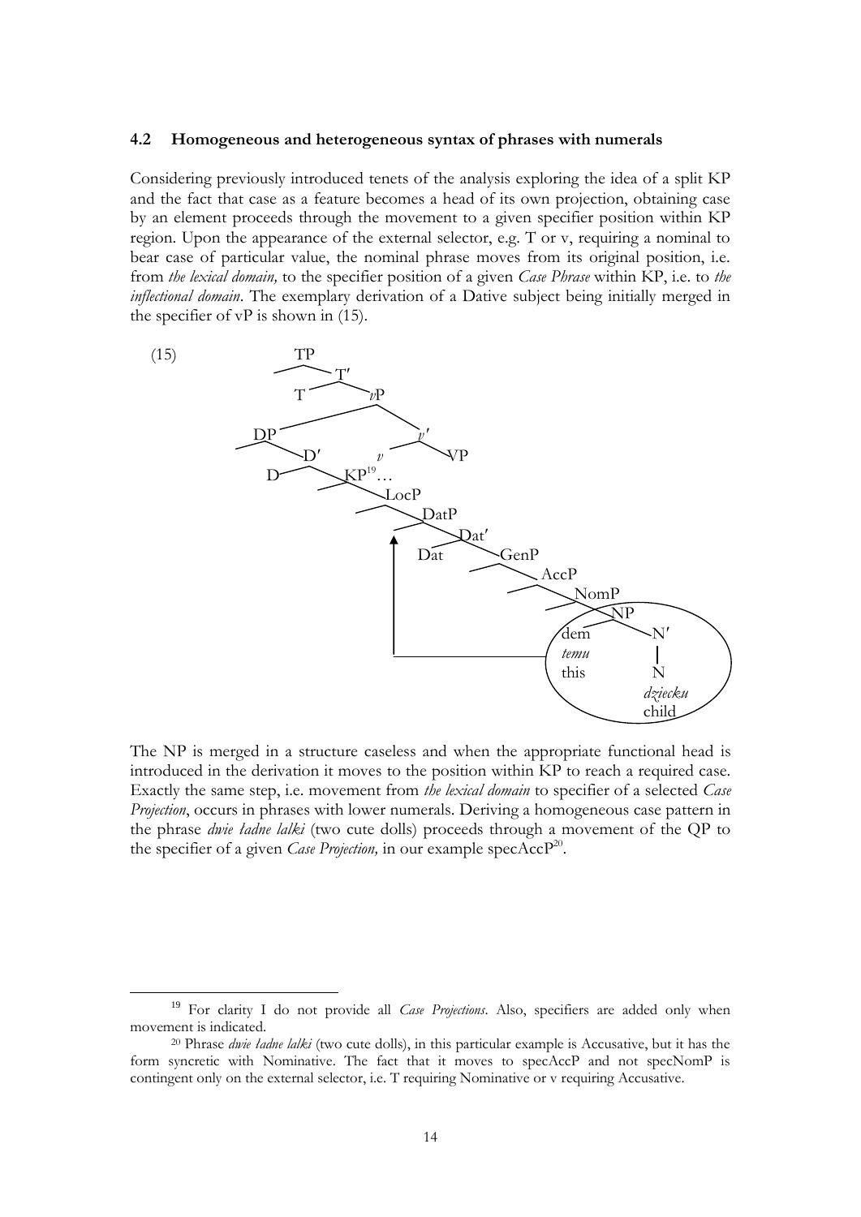### 4.2 Homogeneous and heterogeneous syntax of phrases with numerals

Considering previously introduced tenets of the analysis exploring the idea of a split KP and the fact that case as a feature becomes a head of its own projection, obtaining case by an element proceeds through the movement to a given specifier position within KP region. Upon the appearance of the external selector, e.g. T or v, requiring a nominal to bear case of particular value, the nominal phrase moves from its original position, i.e. from *the lexical domain,* to the specifier position of a given *Case Phrase* within KP, i.e. to *the inflectional domain*. The exemplary derivation of a Dative subject being initially merged in the specifier of vP is shown in (15).

(15)

```
TP
 ├─ 
 └─ T′
     ├─ T
     └─ vP
         ├─ DP
         │   ├─ 
         │   └─ D′
         │       ├─ D
         │       └─ KP[19]…
         │           ├─ 
         │           └─ LocP
         │               ├─ 
         │               └─ DatP
         │                   ├─  ←──────────────┐
         │                   └─ Dat′            │
         │                       ├─ Dat         │
         │                       └─ GenP        │
         │                           ├─         │
         │                           └─ AccP    │
         │                               ├─     │
         │                               └─ NomP│
         │                                   ├─ │
         │                                   └─ NP (moved) 
         │                                       ├─ dem temu this
         │                                       └─ N′
         │                                           └─ N dziecku child
         └─ v′
             ├─ v
             └─ VP
```

The NP is merged in a structure caseless and when the appropriate functional head is introduced in the derivation it moves to the position within KP to reach a required case. Exactly the same step, i.e. movement from *the lexical domain* to specifier of a selected *Case Projection*, occurs in phrases with lower numerals. Deriving a homogeneous case pattern in the phrase *dwie ładne lalki* (two cute dolls) proceeds through a movement of the QP to the specifier of a given *Case Projection,* in our example specAccP[20].

[19] For clarity I do not provide all *Case Projections*. Also, specifiers are added only when movement is indicated.

[20] Phrase *dwie ładne lalki* (two cute dolls), in this particular example is Accusative, but it has the form syncretic with Nominative. The fact that it moves to specAccP and not specNomP is contingent only on the external selector, i.e. T requiring Nominative or v requiring Accusative.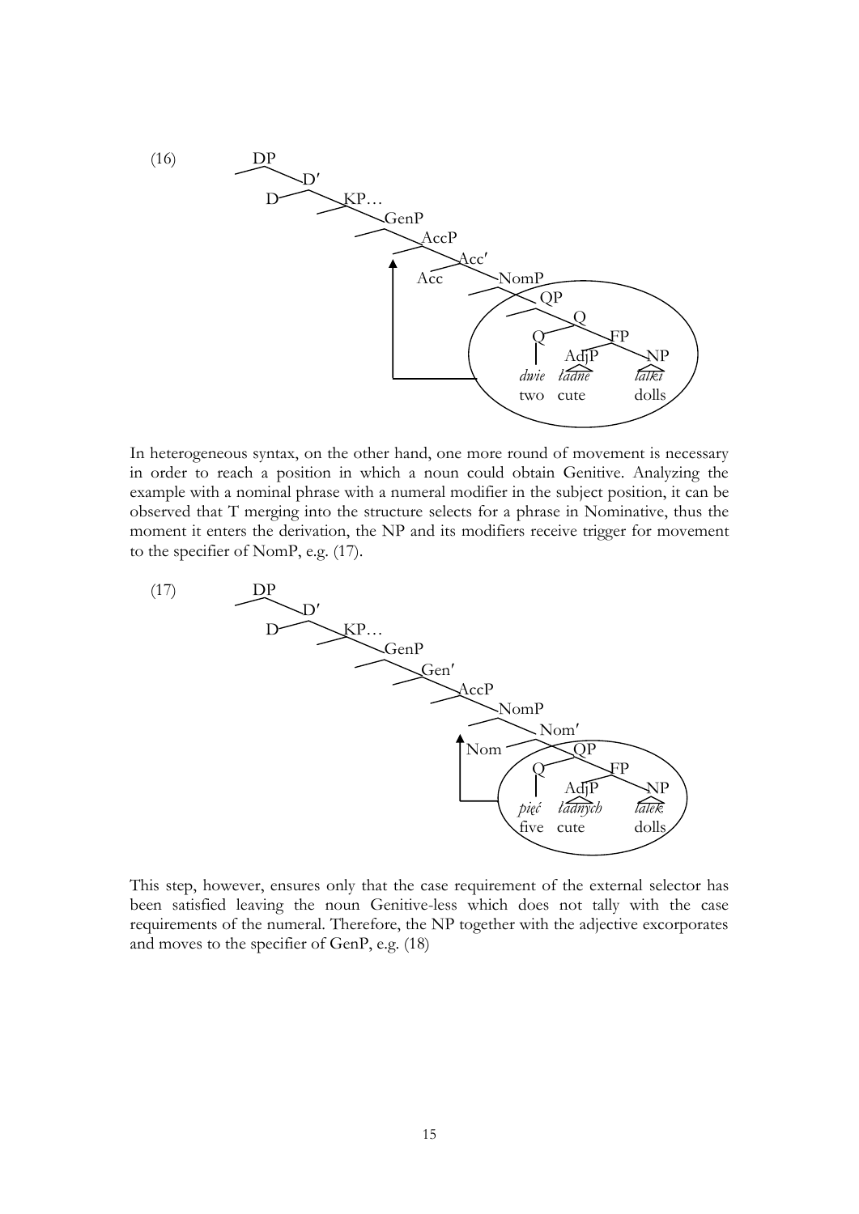(16)

```
DP
 ├─ 
 └─ D′
     ├─ D
     └─ KP…
         ├─ 
         └─ GenP
             ├─ 
             └─ AccP
                 ├─ 
                 └─ Acc′
                     ├─ Acc
                     └─ NomP
                         ├─ 
                         └─ QP
                             ├─ 
                             └─ Q
                                 ├─ Q
                                 │   dwie 'two'
                                 └─ FP
                                     ├─ AdjP
                                     │   ładne 'cute'
                                     └─ NP
                                         lalki 'dolls'
```

(The circled QP (*dwie ładne lalki*) moves to the specifier of AccP.)

In heterogeneous syntax, on the other hand, one more round of movement is necessary in order to reach a position in which a noun could obtain Genitive. Analyzing the example with a nominal phrase with a numeral modifier in the subject position, it can be observed that T merging into the structure selects for a phrase in Nominative, thus the moment it enters the derivation, the NP and its modifiers receive trigger for movement to the specifier of NomP, e.g. (17).

(17)

```
DP
 ├─ 
 └─ D′
     ├─ D
     └─ KP…
         ├─ 
         └─ GenP
             ├─ 
             └─ Gen′
                 ├─ 
                 └─ AccP
                     ├─ 
                     └─ NomP
                         ├─ 
                         └─ Nom′
                             ├─ Nom
                             └─ QP
                                 ├─ Q
                                 │   pięć 'five'
                                 └─ FP
                                     ├─ AdjP
                                     │   ładnych 'cute'
                                     └─ NP
                                         lalek 'dolls'
```

(The circled QP (*pięć ładnych lalek*) moves to the specifier of NomP.)

This step, however, ensures only that the case requirement of the external selector has been satisfied leaving the noun Genitive-less which does not tally with the case requirements of the numeral. Therefore, the NP together with the adjective excorporates and moves to the specifier of GenP, e.g. (18)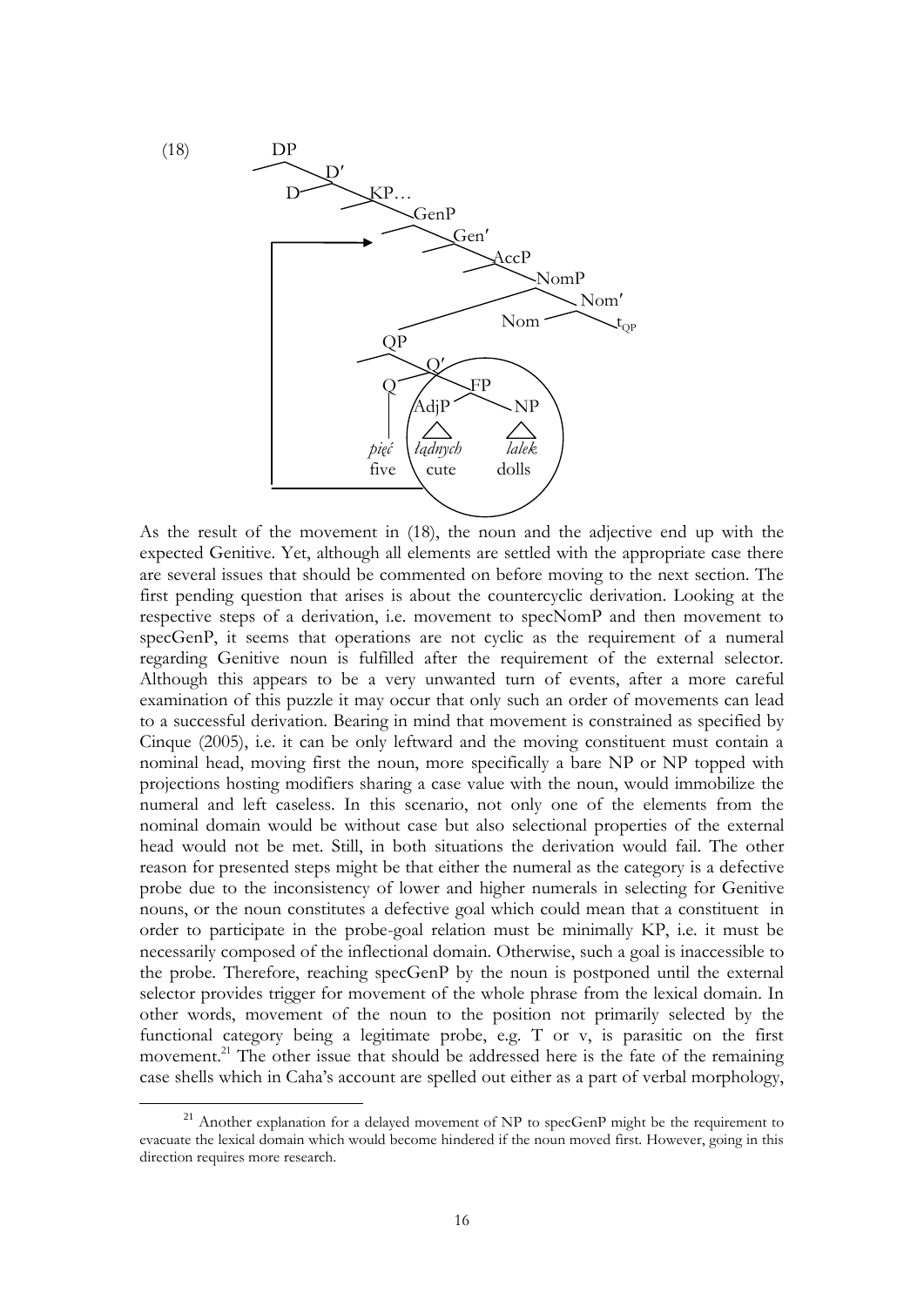(18)

```
DP
 ├─ (spec)
 └─ D′
     ├─ D
     └─ KP…
         └─ GenP
             ├─ (spec)  ←──────────────────────┐
             └─ Gen′                            │
                 ├─ (head)                      │
                 └─ AccP                        │
                     ├─ (spec)                  │
                     └─ NomP                    │
                         ├─ QP                  │
                         │   ├─ (spec)          │
                         │   └─ Q′              │
                         │       ├─ Q           │
                         │       │   pięć       │
                         │       │   five       │
                         │       └─ FP  (circled: łądnych lalek) ─┘
                         │           ├─ AdjP
                         │           │   łądnych
                         │           │   cute
                         │           └─ NP
                         │               lalek
                         │               dolls
                         └─ Nom′
                             ├─ Nom
                             └─ t_QP
```

As the result of the movement in (18), the noun and the adjective end up with the expected Genitive. Yet, although all elements are settled with the appropriate case there are several issues that should be commented on before moving to the next section. The first pending question that arises is about the countercyclic derivation. Looking at the respective steps of a derivation, i.e. movement to specNomP and then movement to specGenP, it seems that operations are not cyclic as the requirement of a numeral regarding Genitive noun is fulfilled after the requirement of the external selector. Although this appears to be a very unwanted turn of events, after a more careful examination of this puzzle it may occur that only such an order of movements can lead to a successful derivation. Bearing in mind that movement is constrained as specified by Cinque (2005), i.e. it can be only leftward and the moving constituent must contain a nominal head, moving first the noun, more specifically a bare NP or NP topped with projections hosting modifiers sharing a case value with the noun, would immobilize the numeral and left caseless. In this scenario, not only one of the elements from the nominal domain would be without case but also selectional properties of the external head would not be met. Still, in both situations the derivation would fail. The other reason for presented steps might be that either the numeral as the category is a defective probe due to the inconsistency of lower and higher numerals in selecting for Genitive nouns, or the noun constitutes a defective goal which could mean that a constituent in order to participate in the probe-goal relation must be minimally KP, i.e. it must be necessarily composed of the inflectional domain. Otherwise, such a goal is inaccessible to the probe. Therefore, reaching specGenP by the noun is postponed until the external selector provides trigger for movement of the whole phrase from the lexical domain. In other words, movement of the noun to the position not primarily selected by the functional category being a legitimate probe, e.g. T or v, is parasitic on the first movement.[21] The other issue that should be addressed here is the fate of the remaining case shells which in Caha's account are spelled out either as a part of verbal morphology,

[21] Another explanation for a delayed movement of NP to specGenP might be the requirement to evacuate the lexical domain which would become hindered if the noun moved first. However, going in this direction requires more research.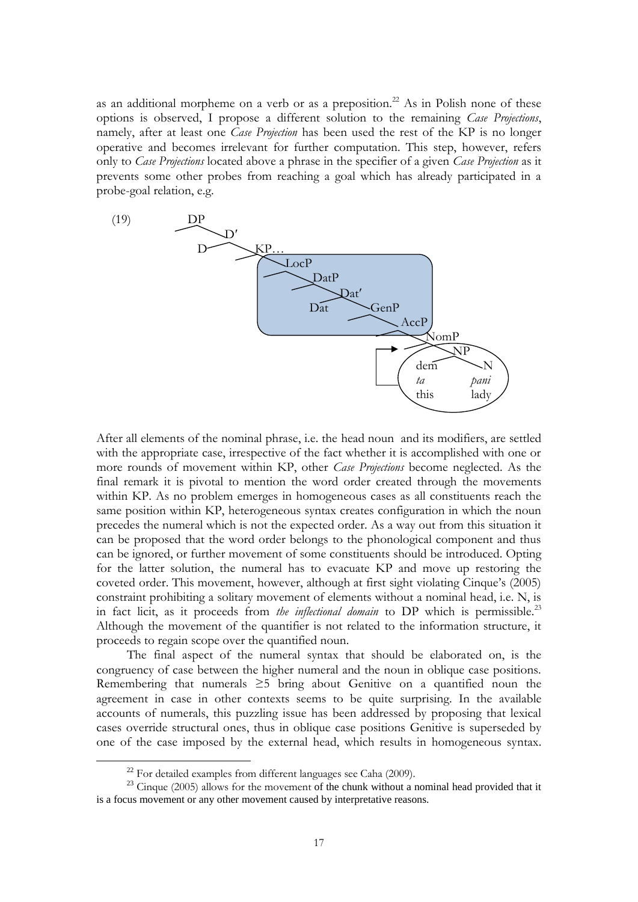as an additional morpheme on a verb or as a preposition.[22] As in Polish none of these options is observed, I propose a different solution to the remaining *Case Projections*, namely, after at least one *Case Projection* has been used the rest of the KP is no longer operative and becomes irrelevant for further computation. This step, however, refers only to *Case Projections* located above a phrase in the specifier of a given *Case Projection* as it prevents some other probes from reaching a goal which has already participated in a probe-goal relation, e.g.

(19)

```
DP
 ├─ 
 └─ D′
     ├─ D
     └─ KP…
         ├─
         └─ LocP
             ├─
             └─ DatP
                 ├─
                 └─ Dat′
                     ├─ Dat
                     └─ GenP
                         ├─
                         └─ AccP
                             ├─
                             └─ NomP
                                 ├─ ←──────┐
                                 └─ NP     │
                                     ├─ dem  ta   this
                                     └─ N    pani lady
```

After all elements of the nominal phrase, i.e. the head noun and its modifiers, are settled with the appropriate case, irrespective of the fact whether it is accomplished with one or more rounds of movement within KP, other *Case Projections* become neglected. As the final remark it is pivotal to mention the word order created through the movements within KP. As no problem emerges in homogeneous cases as all constituents reach the same position within KP, heterogeneous syntax creates configuration in which the noun precedes the numeral which is not the expected order. As a way out from this situation it can be proposed that the word order belongs to the phonological component and thus can be ignored, or further movement of some constituents should be introduced. Opting for the latter solution, the numeral has to evacuate KP and move up restoring the coveted order. This movement, however, although at first sight violating Cinque's (2005) constraint prohibiting a solitary movement of elements without a nominal head, i.e. N, is in fact licit, as it proceeds from *the inflectional domain* to DP which is permissible.[23] Although the movement of the quantifier is not related to the information structure, it proceeds to regain scope over the quantified noun.

The final aspect of the numeral syntax that should be elaborated on, is the congruency of case between the higher numeral and the noun in oblique case positions. Remembering that numerals ≥5 bring about Genitive on a quantified noun the agreement in case in other contexts seems to be quite surprising. In the available accounts of numerals, this puzzling issue has been addressed by proposing that lexical cases override structural ones, thus in oblique case positions Genitive is superseded by one of the case imposed by the external head, which results in homogeneous syntax.

[22] For detailed examples from different languages see Caha (2009).

[23] Cinque (2005) allows for the movement of the chunk without a nominal head provided that it is a focus movement or any other movement caused by interpretative reasons.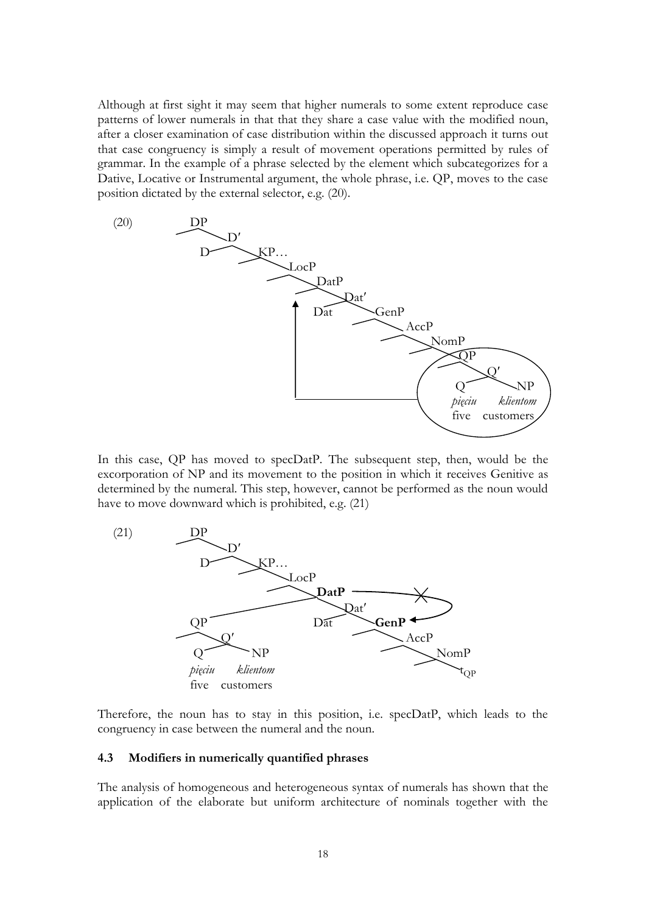Although at first sight it may seem that higher numerals to some extent reproduce case patterns of lower numerals in that that they share a case value with the modified noun, after a closer examination of case distribution within the discussed approach it turns out that case congruency is simply a result of movement operations permitted by rules of grammar. In the example of a phrase selected by the element which subcategorizes for a Dative, Locative or Instrumental argument, the whole phrase, i.e. QP, moves to the case position dictated by the external selector, e.g. (20).

(20)

```
DP
 ├─
 └─ D′
     ├─ D
     └─ KP…
         ├─
         └─ LocP
             ├─
             └─ DatP  ←──────────────┐
                 ├─                  │
                 └─ Dat′             │
                     ├─ Dat          │
                     └─ GenP         │
                         ├─          │
                         └─ AccP     │
                             ├─      │
                             └─ NomP │
                                 ├─  │
                                 └─ QP ──┘
                                     ├─
                                     └─ Q′
                                         ├─ Q   pięciu   (five)
                                         └─ NP  klientom (customers)
```

In this case, QP has moved to specDatP. The subsequent step, then, would be the excorporation of NP and its movement to the position in which it receives Genitive as determined by the numeral. This step, however, cannot be performed as the noun would have to move downward which is prohibited, e.g. (21)

(21)

```
DP
 ├─
 └─ D′
     ├─ D
     └─ KP…
         ├─
         └─ LocP
             ├─
             └─ **DatP** ──✕──→ **GenP**
                 ├─ QP
                 │   ├─
                 │   └─ Q′
                 │       ├─ Q   pięciu   (five)
                 │       └─ NP  klientom (customers)
                 └─ Dat′
                     ├─ Dat
                     └─ **GenP**
                         ├─
                         └─ AccP
                             ├─
                             └─ NomP
                                 ├─
                                 └─ t_QP
```

Therefore, the noun has to stay in this position, i.e. specDatP, which leads to the congruency in case between the numeral and the noun.

### 4.3 Modifiers in numerically quantified phrases

The analysis of homogeneous and heterogeneous syntax of numerals has shown that the application of the elaborate but uniform architecture of nominals together with the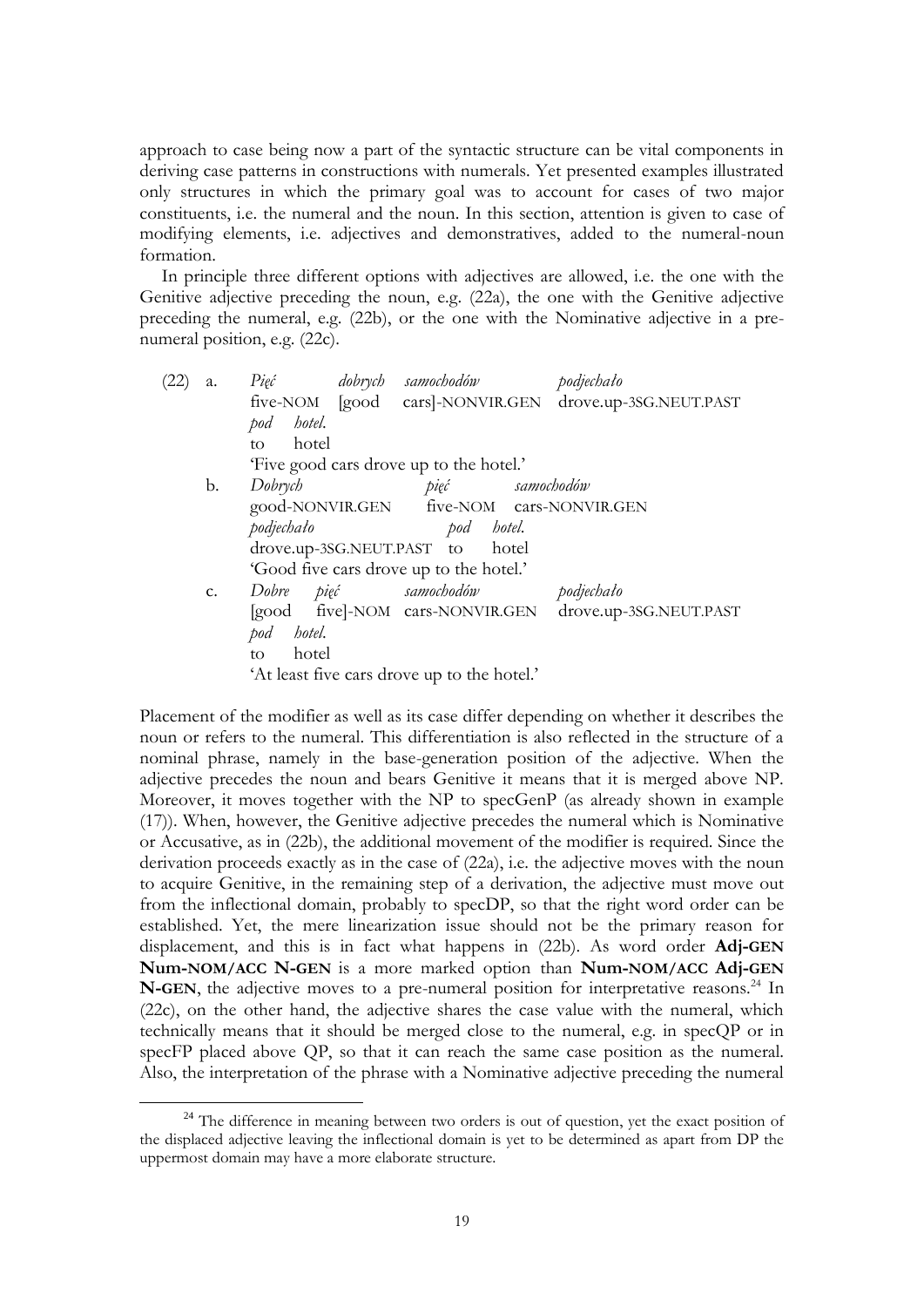approach to case being now a part of the syntactic structure can be vital components in deriving case patterns in constructions with numerals. Yet presented examples illustrated only structures in which the primary goal was to account for cases of two major constituents, i.e. the numeral and the noun. In this section, attention is given to case of modifying elements, i.e. adjectives and demonstratives, added to the numeral-noun formation.

In principle three different options with adjectives are allowed, i.e. the one with the Genitive adjective preceding the noun, e.g. (22a), the one with the Genitive adjective preceding the numeral, e.g. (22b), or the one with the Nominative adjective in a pre-numeral position, e.g. (22c).

(22) a. *Pięć dobrych samochodów podjechało pod hotel.*
five-NOM [good cars]-NONVIR.GEN drove.up-3SG.NEUT.PAST to hotel
'Five good cars drove up to the hotel.'

b. *Dobrych pięć samochodów podjechało pod hotel.*
good-NONVIR.GEN five-NOM cars-NONVIR.GEN drove.up-3SG.NEUT.PAST to hotel
'Good five cars drove up to the hotel.'

c. *Dobre pięć samochodów podjechało pod hotel.*
[good five]-NOM cars-NONVIR.GEN drove.up-3SG.NEUT.PAST to hotel
'At least five cars drove up to the hotel.'

Placement of the modifier as well as its case differ depending on whether it describes the noun or refers to the numeral. This differentiation is also reflected in the structure of a nominal phrase, namely in the base-generation position of the adjective. When the adjective precedes the noun and bears Genitive it means that it is merged above NP. Moreover, it moves together with the NP to specGenP (as already shown in example (17)). When, however, the Genitive adjective precedes the numeral which is Nominative or Accusative, as in (22b), the additional movement of the modifier is required. Since the derivation proceeds exactly as in the case of (22a), i.e. the adjective moves with the noun to acquire Genitive, in the remaining step of a derivation, the adjective must move out from the inflectional domain, probably to specDP, so that the right word order can be established. Yet, the mere linearization issue should not be the primary reason for displacement, and this is in fact what happens in (22b). As word order **Adj-GEN Num-NOM/ACC N-GEN** is a more marked option than **Num-NOM/ACC Adj-GEN N-GEN**, the adjective moves to a pre-numeral position for interpretative reasons.[24] In (22c), on the other hand, the adjective shares the case value with the numeral, which technically means that it should be merged close to the numeral, e.g. in specQP or in specFP placed above QP, so that it can reach the same case position as the numeral. Also, the interpretation of the phrase with a Nominative adjective preceding the numeral

[24] The difference in meaning between two orders is out of question, yet the exact position of the displaced adjective leaving the inflectional domain is yet to be determined as apart from DP the uppermost domain may have a more elaborate structure.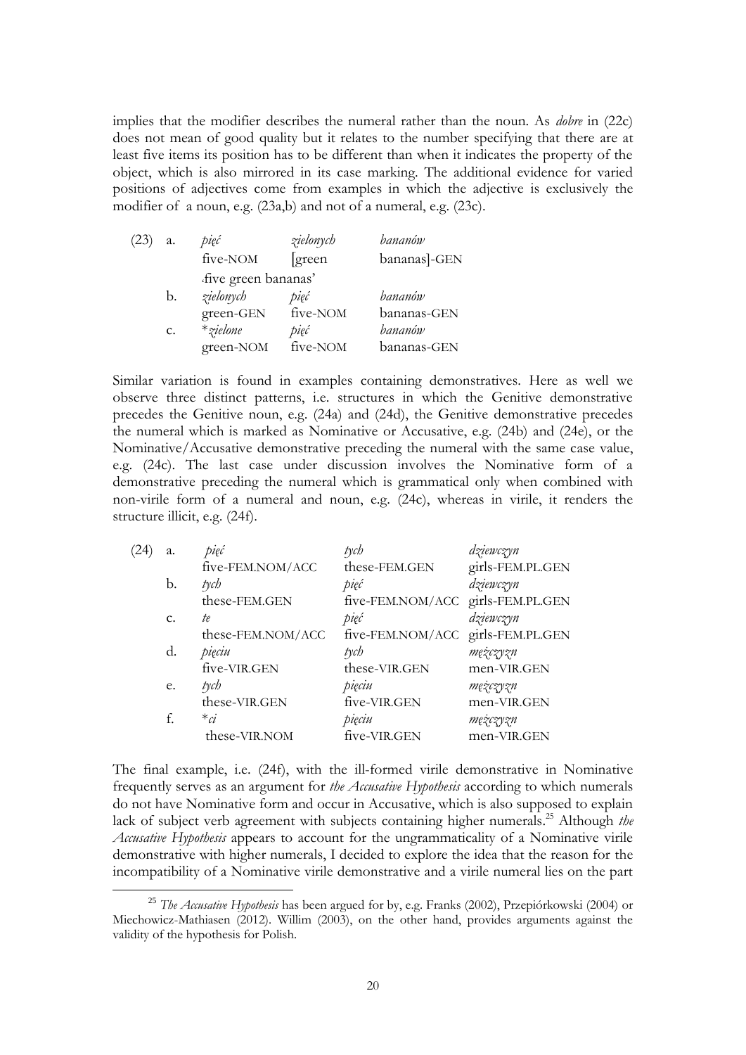implies that the modifier describes the numeral rather than the noun. As *dobre* in (22c) does not mean of good quality but it relates to the number specifying that there are at least five items its position has to be different than when it indicates the property of the object, which is also mirrored in its case marking. The additional evidence for varied positions of adjectives come from examples in which the adjective is exclusively the modifier of a noun, e.g. (23a,b) and not of a numeral, e.g. (23c).

| (23) | a. | *pięć* | *zielonych* | *bananów* |
|---|---|---|---|---|
| | | five-NOM | [green | bananas]-GEN |
| | | ‚five green bananas' | | |
| | b. | *zielonych* | *pięć* | *bananów* |
| | | green-GEN | five-NOM | bananas-GEN |
| | c. | **zielone* | *pięć* | *bananów* |
| | | green-NOM | five-NOM | bananas-GEN |

Similar variation is found in examples containing demonstratives. Here as well we observe three distinct patterns, i.e. structures in which the Genitive demonstrative precedes the Genitive noun, e.g. (24a) and (24d), the Genitive demonstrative precedes the numeral which is marked as Nominative or Accusative, e.g. (24b) and (24e), or the Nominative/Accusative demonstrative preceding the numeral with the same case value, e.g. (24c). The last case under discussion involves the Nominative form of a demonstrative preceding the numeral which is grammatical only when combined with non-virile form of a numeral and noun, e.g. (24c), whereas in virile, it renders the structure illicit, e.g. (24f).

| (24) | a. | *pięć* | *tych* | *dziewczyn* |
|---|---|---|---|---|
| | | five-FEM.NOM/ACC | these-FEM.GEN | girls-FEM.PL.GEN |
| | b. | *tych* | *pięć* | *dziewczyn* |
| | | these-FEM.GEN | five-FEM.NOM/ACC | girls-FEM.PL.GEN |
| | c. | *te* | *pięć* | *dziewczyn* |
| | | these-FEM.NOM/ACC | five-FEM.NOM/ACC | girls-FEM.PL.GEN |
| | d. | *pięciu* | *tych* | *mężczyzn* |
| | | five-VIR.GEN | these-VIR.GEN | men-VIR.GEN |
| | e. | *tych* | *pięciu* | *mężczyzn* |
| | | these-VIR.GEN | five-VIR.GEN | men-VIR.GEN |
| | f. | **ci* | *pięciu* | *mężczyzn* |
| | | these-VIR.NOM | five-VIR.GEN | men-VIR.GEN |

The final example, i.e. (24f), with the ill-formed virile demonstrative in Nominative frequently serves as an argument for *the Accusative Hypothesis* according to which numerals do not have Nominative form and occur in Accusative, which is also supposed to explain lack of subject verb agreement with subjects containing higher numerals.[25] Although *the Accusative Hypothesis* appears to account for the ungrammaticality of a Nominative virile demonstrative with higher numerals, I decided to explore the idea that the reason for the incompatibility of a Nominative virile demonstrative and a virile numeral lies on the part

[25] *The Accusative Hypothesis* has been argued for by, e.g. Franks (2002), Przepiórkowski (2004) or Miechowicz-Mathiasen (2012). Willim (2003), on the other hand, provides arguments against the validity of the hypothesis for Polish.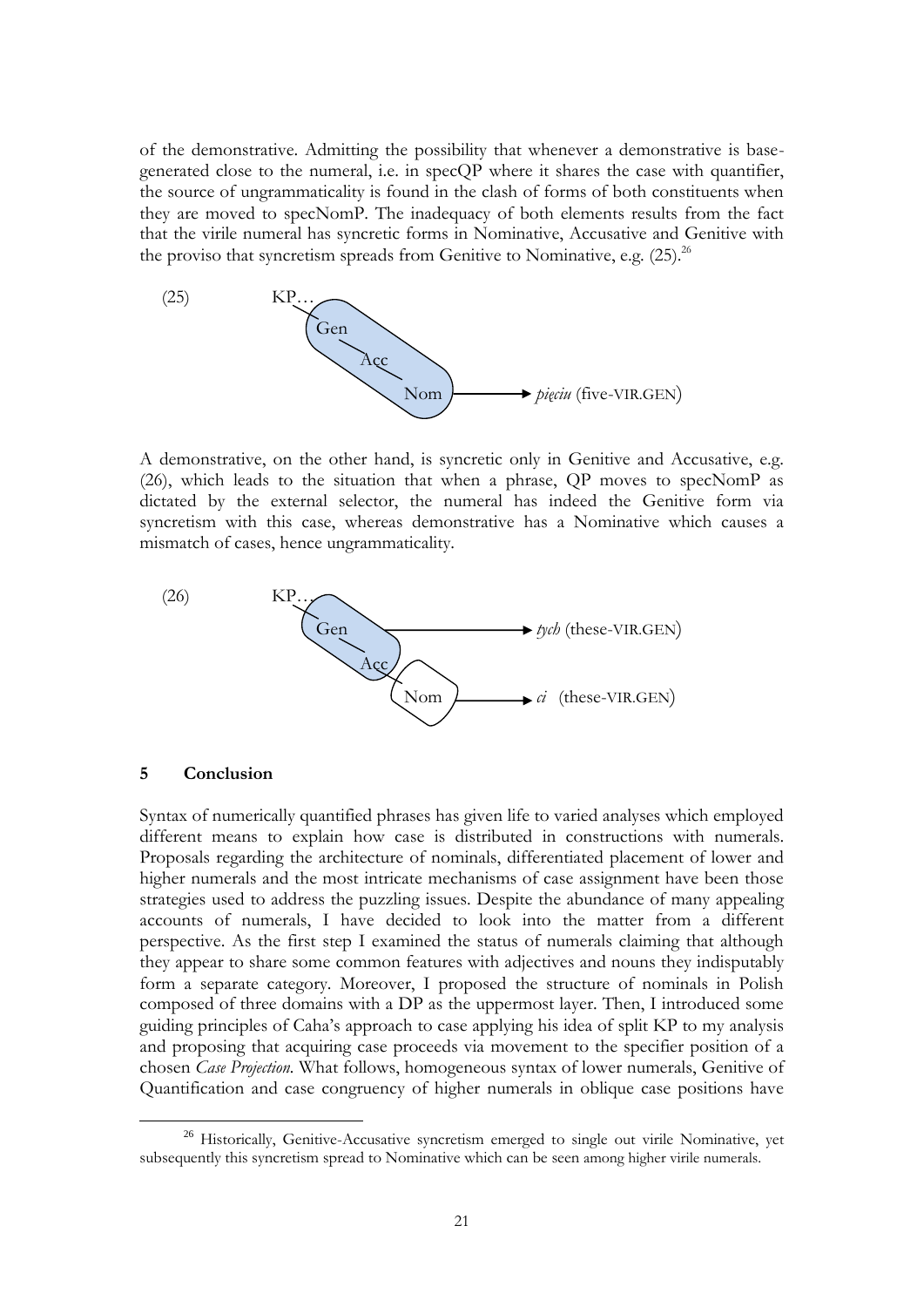of the demonstrative. Admitting the possibility that whenever a demonstrative is base-generated close to the numeral, i.e. in specQP where it shares the case with quantifier, the source of ungrammaticality is found in the clash of forms of both constituents when they are moved to specNomP. The inadequacy of both elements results from the fact that the virile numeral has syncretic forms in Nominative, Accusative and Genitive with the proviso that syncretism spreads from Genitive to Nominative, e.g. (25).[26]

(25) KP… Gen — Acc — Nom → *pięciu* (five-VIR.GEN)

A demonstrative, on the other hand, is syncretic only in Genitive and Accusative, e.g. (26), which leads to the situation that when a phrase, QP moves to specNomP as dictated by the external selector, the numeral has indeed the Genitive form via syncretism with this case, whereas demonstrative has a Nominative which causes a mismatch of cases, hence ungrammaticality.

(26) KP… Gen — Acc → *tych* (these-VIR.GEN)
Nom → *ci* (these-VIR.GEN)

## 5 Conclusion

Syntax of numerically quantified phrases has given life to varied analyses which employed different means to explain how case is distributed in constructions with numerals. Proposals regarding the architecture of nominals, differentiated placement of lower and higher numerals and the most intricate mechanisms of case assignment have been those strategies used to address the puzzling issues. Despite the abundance of many appealing accounts of numerals, I have decided to look into the matter from a different perspective. As the first step I examined the status of numerals claiming that although they appear to share some common features with adjectives and nouns they indisputably form a separate category. Moreover, I proposed the structure of nominals in Polish composed of three domains with a DP as the uppermost layer. Then, I introduced some guiding principles of Caha's approach to case applying his idea of split KP to my analysis and proposing that acquiring case proceeds via movement to the specifier position of a chosen *Case Projection*. What follows, homogeneous syntax of lower numerals, Genitive of Quantification and case congruency of higher numerals in oblique case positions have

[26] Historically, Genitive-Accusative syncretism emerged to single out virile Nominative, yet subsequently this syncretism spread to Nominative which can be seen among higher virile numerals.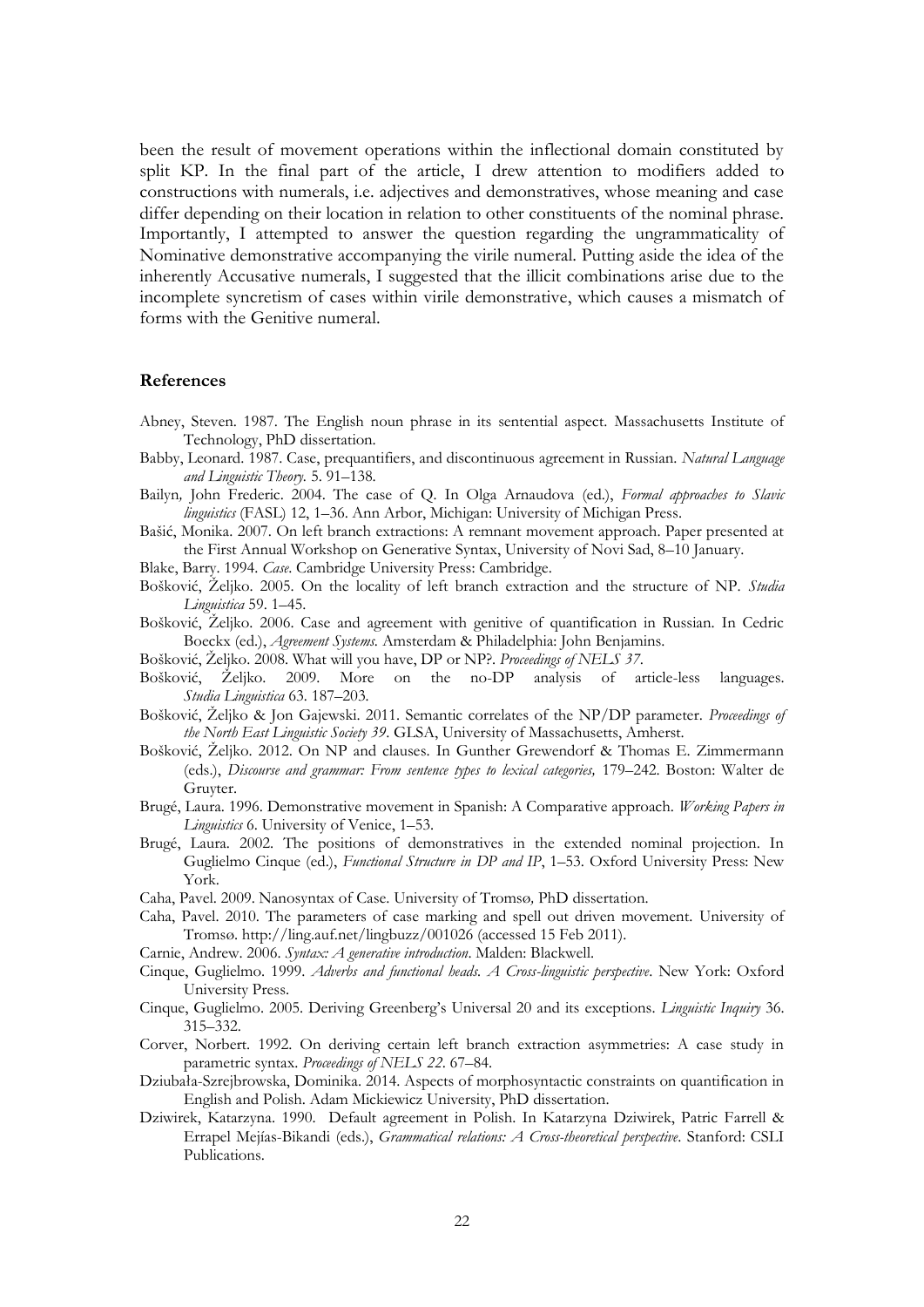been the result of movement operations within the inflectional domain constituted by split KP. In the final part of the article, I drew attention to modifiers added to constructions with numerals, i.e. adjectives and demonstratives, whose meaning and case differ depending on their location in relation to other constituents of the nominal phrase. Importantly, I attempted to answer the question regarding the ungrammaticality of Nominative demonstrative accompanying the virile numeral. Putting aside the idea of the inherently Accusative numerals, I suggested that the illicit combinations arise due to the incomplete syncretism of cases within virile demonstrative, which causes a mismatch of forms with the Genitive numeral.

## References

Abney, Steven. 1987. The English noun phrase in its sentential aspect. Massachusetts Institute of Technology, PhD dissertation.

Babby, Leonard. 1987. Case, prequantifiers, and discontinuous agreement in Russian. *Natural Language and Linguistic Theory.* 5. 91–138.

Bailyn, John Frederic. 2004. The case of Q. In Olga Arnaudova (ed.), *Formal approaches to Slavic linguistics* (FASL) 12, 1–36. Ann Arbor, Michigan: University of Michigan Press.

Bašić, Monika. 2007. On left branch extractions: A remnant movement approach. Paper presented at the First Annual Workshop on Generative Syntax, University of Novi Sad, 8–10 January.

Blake, Barry. 1994. *Case*. Cambridge University Press: Cambridge.

Bošković, Željko. 2005. On the locality of left branch extraction and the structure of NP. *Studia Linguistica* 59. 1–45.

Bošković, Željko. 2006. Case and agreement with genitive of quantification in Russian. In Cedric Boeckx (ed.), *Agreement Systems.* Amsterdam & Philadelphia: John Benjamins.

Bošković, Željko. 2008. What will you have, DP or NP?. *Proceedings of NELS 37*.

Bošković, Željko. 2009. More on the no-DP analysis of article-less languages. *Studia Linguistica* 63. 187–203.

Bošković, Željko & Jon Gajewski. 2011. Semantic correlates of the NP/DP parameter. *Proceedings of the North East Linguistic Society 39*. GLSA, University of Massachusetts, Amherst.

Bošković, Željko. 2012. On NP and clauses. In Gunther Grewendorf & Thomas E. Zimmermann (eds.), *Discourse and grammar: From sentence types to lexical categories,* 179–242. Boston: Walter de Gruyter.

Brugé, Laura. 1996. Demonstrative movement in Spanish: A Comparative approach. *Working Papers in Linguistics* 6. University of Venice, 1–53.

Brugé, Laura. 2002. The positions of demonstratives in the extended nominal projection. In Guglielmo Cinque (ed.), *Functional Structure in DP and IP*, 1–53. Oxford University Press: New York.

Caha, Pavel. 2009. Nanosyntax of Case. University of Tromsø, PhD dissertation.

Caha, Pavel. 2010. The parameters of case marking and spell out driven movement. University of Tromsø. http://ling.auf.net/lingbuzz/001026 (accessed 15 Feb 2011).

Carnie, Andrew. 2006. *Syntax: A generative introduction*. Malden: Blackwell.

Cinque, Guglielmo. 1999. *Adverbs and functional heads. A Cross-linguistic perspective*. New York: Oxford University Press.

Cinque, Guglielmo. 2005. Deriving Greenberg's Universal 20 and its exceptions. *Linguistic Inquiry* 36. 315–332.

Corver, Norbert. 1992. On deriving certain left branch extraction asymmetries: A case study in parametric syntax. *Proceedings of NELS 22*. 67–84.

Dziubała-Szrejbrowska, Dominika. 2014. Aspects of morphosyntactic constraints on quantification in English and Polish. Adam Mickiewicz University, PhD dissertation.

Dziwirek, Katarzyna. 1990. Default agreement in Polish. In Katarzyna Dziwirek, Patric Farrell & Errapel Mejías-Bikandi (eds.), *Grammatical relations: A Cross-theoretical perspective*. Stanford: CSLI Publications.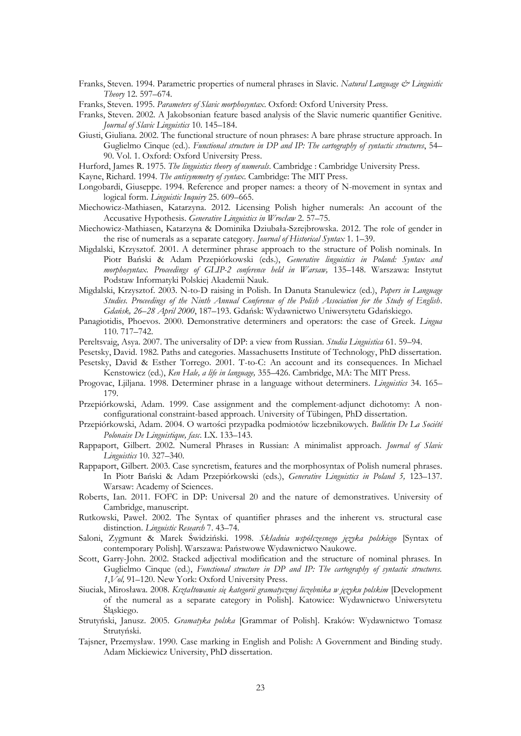Franks, Steven. 1994. Parametric properties of numeral phrases in Slavic. *Natural Language & Linguistic Theory* 12. 597–674.

Franks, Steven. 1995. *Parameters of Slavic morphosyntax*. Oxford: Oxford University Press.

Franks, Steven. 2002. A Jakobsonian feature based analysis of the Slavic numeric quantifier Genitive. *Journal of Slavic Linguistics* 10. 145–184.

Giusti, Giuliana. 2002. The functional structure of noun phrases: A bare phrase structure approach. In Guglielmo Cinque (ed.). *Functional structure in DP and IP: The cartography of syntactic structures*, 54–90. Vol. 1. Oxford: Oxford University Press.

Hurford, James R. 1975. *The linguistics theory of numerals*. Cambridge : Cambridge University Press.

Kayne, Richard. 1994. *The antisymmetry of syntax*. Cambridge: The MIT Press.

Longobardi, Giuseppe. 1994. Reference and proper names: a theory of N-movement in syntax and logical form. *Linguistic Inquiry* 25. 609–665.

Miechowicz-Mathiasen, Katarzyna. 2012. Licensing Polish higher numerals: An account of the Accusative Hypothesis. *Generative Linguistics in Wrocław* 2. 57–75.

Miechowicz-Mathiasen, Katarzyna & Dominika Dziubała-Szrejbrowska. 2012. The role of gender in the rise of numerals as a separate category. *Journal of Historical Syntax* 1. 1–39.

Migdalski, Krzysztof. 2001. A determiner phrase approach to the structure of Polish nominals. In Piotr Bański & Adam Przepiórkowski (eds.), *Generative linguistics in Poland: Syntax and morphosyntax. Proceedings of GLIP-2 conference held in Warsaw,* 135–148. Warszawa: Instytut Podstaw Informatyki Polskiej Akademii Nauk.

Migdalski, Krzysztof. 2003. N-to-D raising in Polish. In Danuta Stanulewicz (ed.), *Papers in Language Studies. Proceedings of the Ninth Annual Conference of the Polish Association for the Study of English*. *Gdańsk, 26–28 April 2000*, 187–193. Gdańsk: Wydawnictwo Uniwersytetu Gdańskiego.

Panagiotidis, Phoevos. 2000. Demonstrative determiners and operators: the case of Greek. *Lingua* 110. 717–742.

Pereltsvaig, Asya. 2007. The universality of DP: a view from Russian. *Studia Linguistica* 61. 59–94.

Pesetsky, David. 1982. Paths and categories. Massachusetts Institute of Technology, PhD dissertation.

Pesetsky, David & Esther Torrego. 2001. T-to-C: An account and its consequences. In Michael Kenstowicz (ed.), *Ken Hale, a life in language,* 355–426. Cambridge, MA: The MIT Press.

Progovac, Ljiljana. 1998. Determiner phrase in a language without determiners. *Linguistics* 34. 165–179.

Przepiórkowski, Adam. 1999. Case assignment and the complement-adjunct dichotomy: A non-configurational constraint-based approach. University of Tübingen*,* PhD dissertation.

Przepiórkowski, Adam. 2004. O wartości przypadka podmiotów liczebnikowych. *Bulletin De La Société Polonaise De Linguistique, fasc*. LX. 133–143.

Rappaport, Gilbert. 2002. Numeral Phrases in Russian: A minimalist approach. *Journal of Slavic Linguistics* 10. 327–340.

Rappaport, Gilbert. 2003. Case syncretism, features and the morphosyntax of Polish numeral phrases. In Piotr Bański & Adam Przepiórkowski (eds.), *Generative Linguistics in Poland 5,* 123–137. Warsaw: Academy of Sciences.

Roberts, Ian. 2011. FOFC in DP: Universal 20 and the nature of demonstratives. University of Cambridge, manuscript.

Rutkowski, Paweł. 2002. The Syntax of quantifier phrases and the inherent vs. structural case distinction. *Linguistic Research* 7. 43–74.

Saloni, Zygmunt & Marek Świdziński. 1998. *Składnia współczesnego języka polskiego* [Syntax of contemporary Polish]. Warszawa: Państwowe Wydawnictwo Naukowe.

Scott, Garry-John. 2002. Stacked adjectival modification and the structure of nominal phrases. In Guglielmo Cinque (ed.), *Functional structure in DP and IP: The cartography of syntactic structures. 1,Vol,* 91–120. New York: Oxford University Press.

Siuciak, Mirosława. 2008. *Kształtowanie się kategorii gramatycznej liczebnika w języku polskim* [Development of the numeral as a separate category in Polish]. Katowice: Wydawnictwo Uniwersytetu Śląskiego.

Strutyński, Janusz. 2005. *Gramatyka polska* [Grammar of Polish]. Kraków: Wydawnictwo Tomasz Strutyński.

Tajsner, Przemysław. 1990. Case marking in English and Polish: A Government and Binding study. Adam Mickiewicz University, PhD dissertation.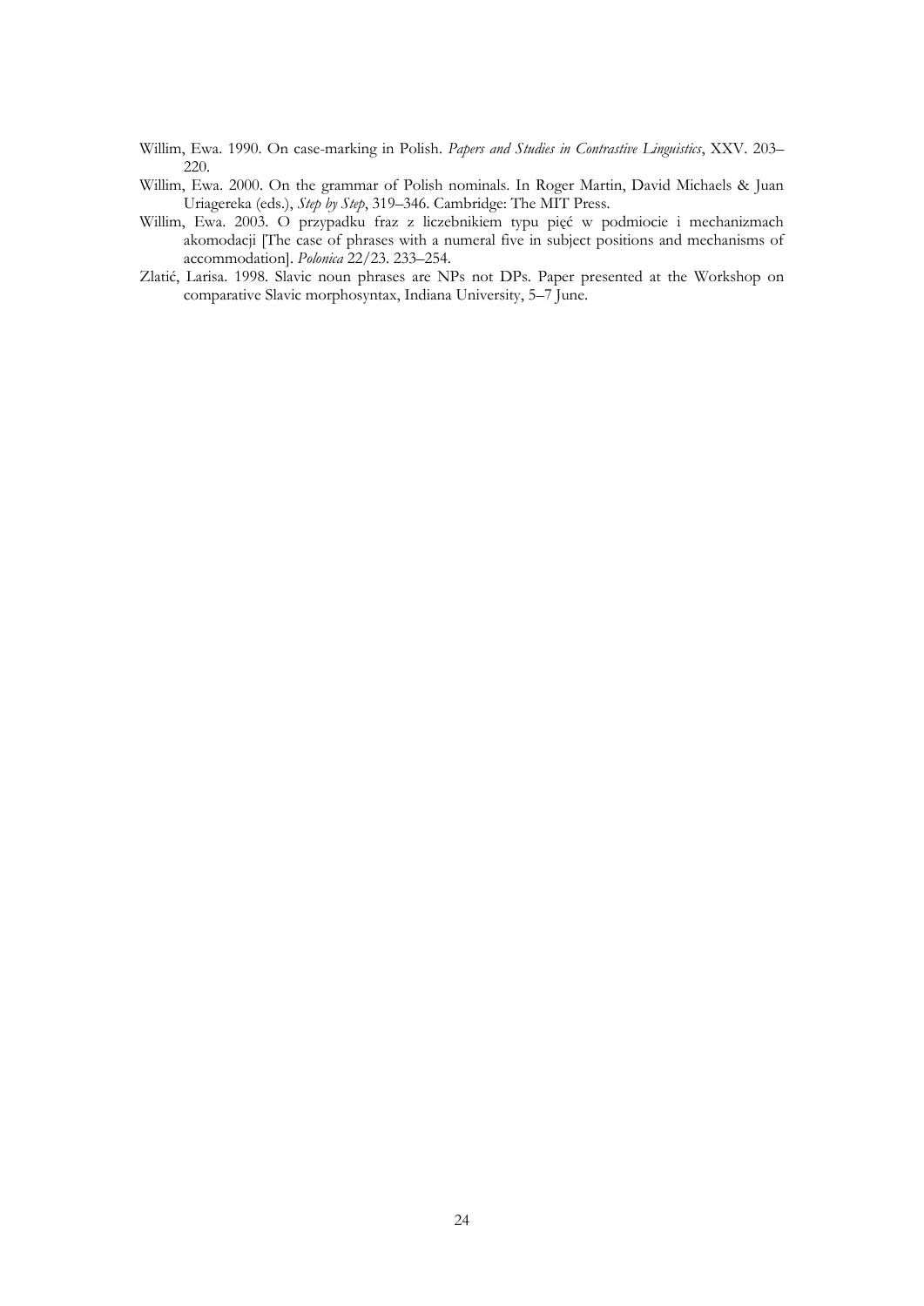Willim, Ewa. 1990. On case-marking in Polish. *Papers and Studies in Contrastive Linguistics*, XXV. 203–220.

Willim, Ewa. 2000. On the grammar of Polish nominals. In Roger Martin, David Michaels & Juan Uriagereka (eds.), *Step by Step*, 319–346. Cambridge: The MIT Press.

Willim, Ewa. 2003. O przypadku fraz z liczebnikiem typu pięć w podmiocie i mechanizmach akomodacji [The case of phrases with a numeral five in subject positions and mechanisms of accommodation]. *Polonica* 22/23. 233–254.

Zlatić, Larisa. 1998. Slavic noun phrases are NPs not DPs. Paper presented at the Workshop on comparative Slavic morphosyntax, Indiana University, 5–7 June.